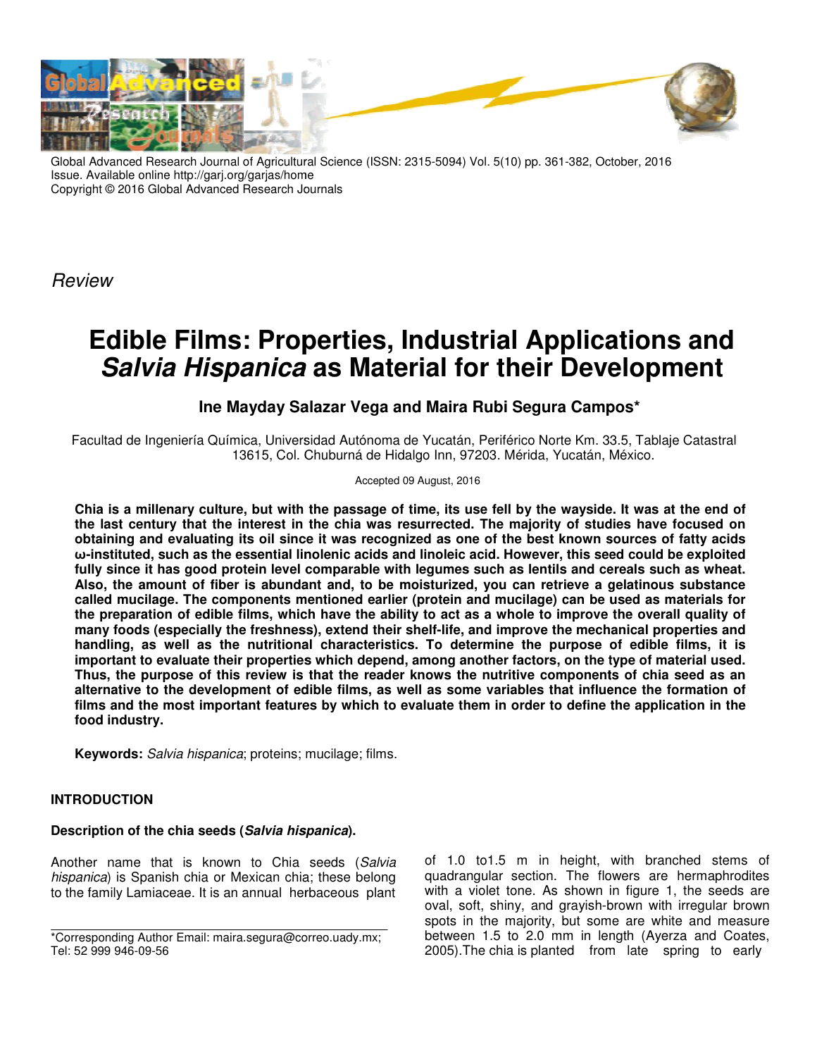Global Advanced Research Journal of Agricultural Science (ISSN: 2315-5094) Vol. 5(10) pp. 361-382, October, 2016 Issue. Available online http://garj.org/garjas/home
Copyright © 2016 Global Advanced Research Journals

*Review*

# Edible Films: Properties, Industrial Applications and *Salvia Hispanica* as Material for their Development

**Ine Mayday Salazar Vega and Maira Rubi Segura Campos***

Facultad de Ingeniería Química, Universidad Autónoma de Yucatán, Periférico Norte Km. 33.5, Tablaje Catastral 13615, Col. Chuburná de Hidalgo Inn, 97203. Mérida, Yucatán, México.

Accepted 09 August, 2016

**Chia is a millenary culture, but with the passage of time, its use fell by the wayside. It was at the end of the last century that the interest in the chia was resurrected. The majority of studies have focused on obtaining and evaluating its oil since it was recognized as one of the best known sources of fatty acids ω-instituted, such as the essential linolenic acids and linoleic acid. However, this seed could be exploited fully since it has good protein level comparable with legumes such as lentils and cereals such as wheat. Also, the amount of fiber is abundant and, to be moisturized, you can retrieve a gelatinous substance called mucilage. The components mentioned earlier (protein and mucilage) can be used as materials for the preparation of edible films, which have the ability to act as a whole to improve the overall quality of many foods (especially the freshness), extend their shelf-life, and improve the mechanical properties and handling, as well as the nutritional characteristics. To determine the purpose of edible films, it is important to evaluate their properties which depend, among another factors, on the type of material used. Thus, the purpose of this review is that the reader knows the nutritive components of chia seed as an alternative to the development of edible films, as well as some variables that influence the formation of films and the most important features by which to evaluate them in order to define the application in the food industry.**

**Keywords:** *Salvia hispanica*; proteins; mucilage; films.

## INTRODUCTION

### Description of the chia seeds (*Salvia hispanica*).

Another name that is known to Chia seeds (*Salvia hispanica*) is Spanish chia or Mexican chia; these belong to the family Lamiaceae. It is an annual herbaceous plant of 1.0 to1.5 m in height, with branched stems of quadrangular section. The flowers are hermaphrodites with a violet tone. As shown in figure 1, the seeds are oval, soft, shiny, and grayish-brown with irregular brown spots in the majority, but some are white and measure between 1.5 to 2.0 mm in length (Ayerza and Coates, 2005).The chia is planted from late spring to early

*Corresponding Author Email: maira.segura@correo.uady.mx; Tel: 52 999 946-09-56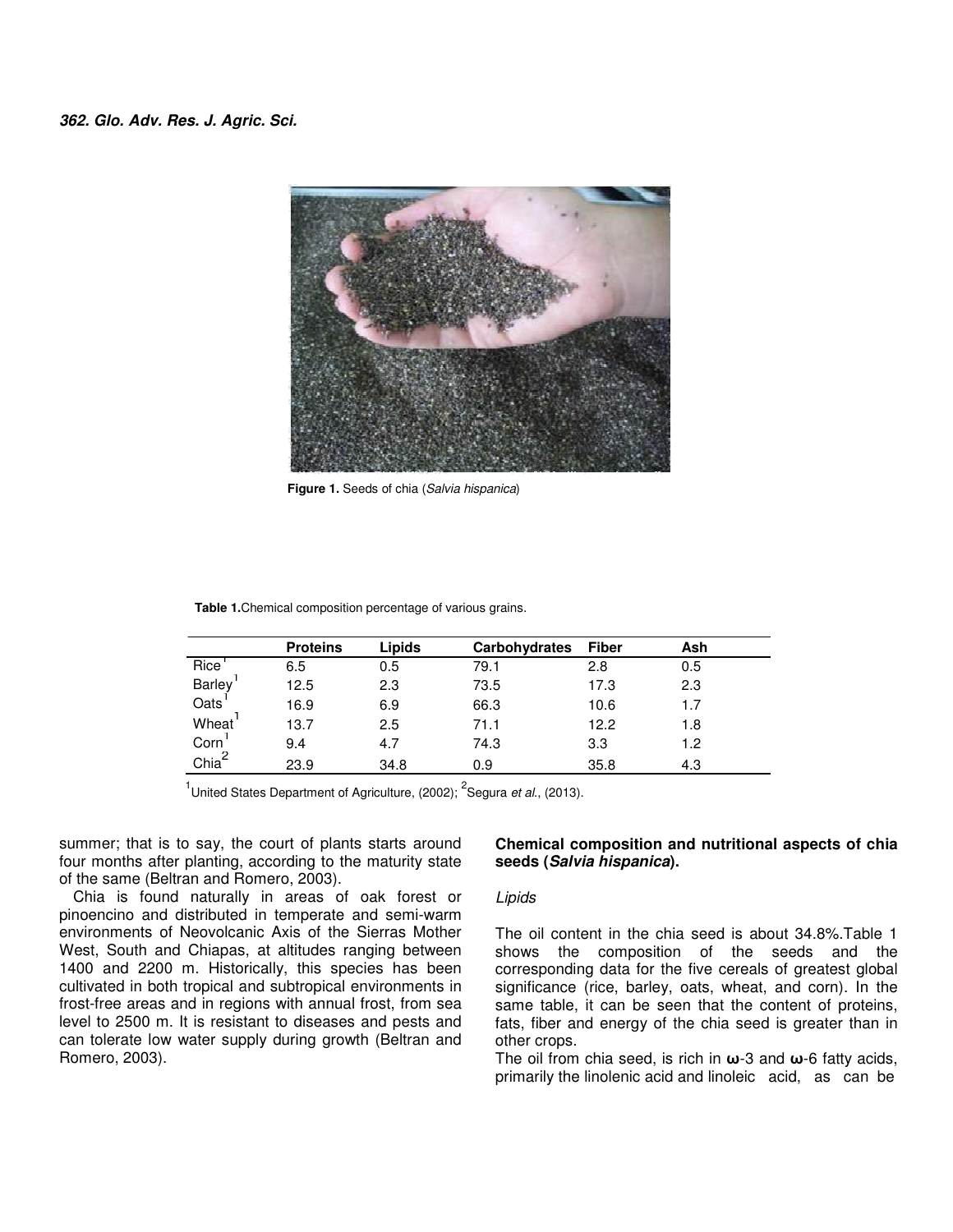Figure 1. Seeds of chia (*Salvia hispanica*)

**Table 1.** Chemical composition percentage of various grains.

| | Proteins | Lipids | Carbohydrates | Fiber | Ash |
|---|---|---|---|---|---|
| Rice[1] | 6.5 | 0.5 | 79.1 | 2.8 | 0.5 |
| Barley[1] | 12.5 | 2.3 | 73.5 | 17.3 | 2.3 |
| Oats[1] | 16.9 | 6.9 | 66.3 | 10.6 | 1.7 |
| Wheat[1] | 13.7 | 2.5 | 71.1 | 12.2 | 1.8 |
| Corn[1] | 9.4 | 4.7 | 74.3 | 3.3 | 1.2 |
| Chia[2] | 23.9 | 34.8 | 0.9 | 35.8 | 4.3 |

[1]United States Department of Agriculture, (2002); [2]Segura *et al.*, (2013).

summer; that is to say, the court of plants starts around four months after planting, according to the maturity state of the same (Beltran and Romero, 2003).

Chia is found naturally in areas of oak forest or pinoencino and distributed in temperate and semi-warm environments of Neovolcanic Axis of the Sierras Mother West, South and Chiapas, at altitudes ranging between 1400 and 2200 m. Historically, this species has been cultivated in both tropical and subtropical environments in frost-free areas and in regions with annual frost, from sea level to 2500 m. It is resistant to diseases and pests and can tolerate low water supply during growth (Beltran and Romero, 2003).

## Chemical composition and nutritional aspects of chia seeds (*Salvia hispanica*).

### *Lipids*

The oil content in the chia seed is about 34.8%.Table 1 shows the composition of the seeds and the corresponding data for the five cereals of greatest global significance (rice, barley, oats, wheat, and corn). In the same table, it can be seen that the content of proteins, fats, fiber and energy of the chia seed is greater than in other crops.

The oil from chia seed, is rich in **ω**-3 and **ω**-6 fatty acids, primarily the linolenic acid and linoleic acid, as can be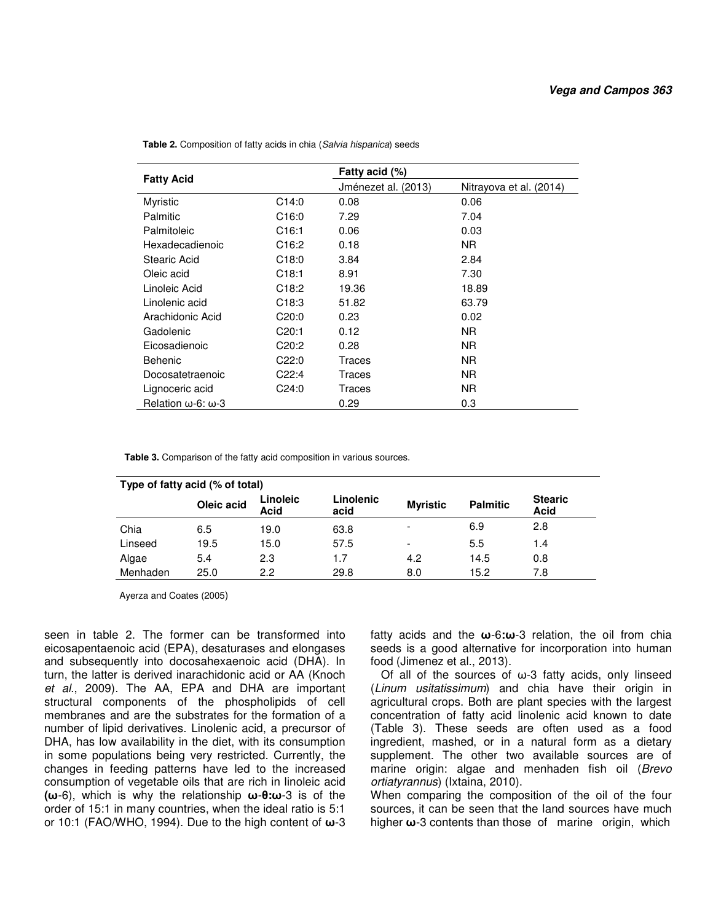**Table 2.** Composition of fatty acids in chia (*Salvia hispanica*) seeds

| Fatty Acid | | Fatty acid (%) | |
|---|---|---|---|
| | | Jménezet al. (2013) | Nitrayova et al. (2014) |
| Myristic | C14:0 | 0.08 | 0.06 |
| Palmitic | C16:0 | 7.29 | 7.04 |
| Palmitoleic | C16:1 | 0.06 | 0.03 |
| Hexadecadienoic | C16:2 | 0.18 | NR |
| Stearic Acid | C18:0 | 3.84 | 2.84 |
| Oleic acid | C18:1 | 8.91 | 7.30 |
| Linoleic Acid | C18:2 | 19.36 | 18.89 |
| Linolenic acid | C18:3 | 51.82 | 63.79 |
| Arachidonic Acid | C20:0 | 0.23 | 0.02 |
| Gadolenic | C20:1 | 0.12 | NR |
| Eicosadienoic | C20:2 | 0.28 | NR |
| Behenic | C22:0 | Traces | NR |
| Docosatetraenoic | C22:4 | Traces | NR |
| Lignoceric acid | C24:0 | Traces | NR |
| Relation ω-6: ω-3 | | 0.29 | 0.3 |

**Table 3.** Comparison of the fatty acid composition in various sources.

| Type of fatty acid (% of total) | | | | | | |
|---|---|---|---|---|---|---|
| | Oleic acid | Linoleic Acid | Linolenic acid | Myristic | Palmitic | Stearic Acid |
| Chia | 6.5 | 19.0 | 63.8 | - | 6.9 | 2.8 |
| Linseed | 19.5 | 15.0 | 57.5 | - | 5.5 | 1.4 |
| Algae | 5.4 | 2.3 | 1.7 | 4.2 | 14.5 | 0.8 |
| Menhaden | 25.0 | 2.2 | 29.8 | 8.0 | 15.2 | 7.8 |

Ayerza and Coates (2005)

seen in table 2. The former can be transformed into eicosapentaenoic acid (EPA), desaturases and elongases and subsequently into docosahexaenoic acid (DHA). In turn, the latter is derived inarachidonic acid or AA (Knoch *et al*., 2009). The AA, EPA and DHA are important structural components of the phospholipids of cell membranes and are the substrates for the formation of a number of lipid derivatives. Linolenic acid, a precursor of DHA, has low availability in the diet, with its consumption in some populations being very restricted. Currently, the changes in feeding patterns have led to the increased consumption of vegetable oils that are rich in linoleic acid (**ω**-6), which is why the relationship **ω**-**θ:ω**-3 is of the order of 15:1 in many countries, when the ideal ratio is 5:1 or 10:1 (FAO/WHO, 1994). Due to the high content of **ω**-3 fatty acids and the **ω**-6**:ω**-3 relation, the oil from chia seeds is a good alternative for incorporation into human food (Jimenez et al., 2013).

Of all of the sources of ω-3 fatty acids, only linseed (*Linum usitatissimum*) and chia have their origin in agricultural crops. Both are plant species with the largest concentration of fatty acid linolenic acid known to date (Table 3). These seeds are often used as a food ingredient, mashed, or in a natural form as a dietary supplement. The other two available sources are of marine origin: algae and menhaden fish oil (*Brevo ortiatyrannus*) (Ixtaina, 2010).

When comparing the composition of the oil of the four sources, it can be seen that the land sources have much higher **ω**-3 contents than those of marine origin, which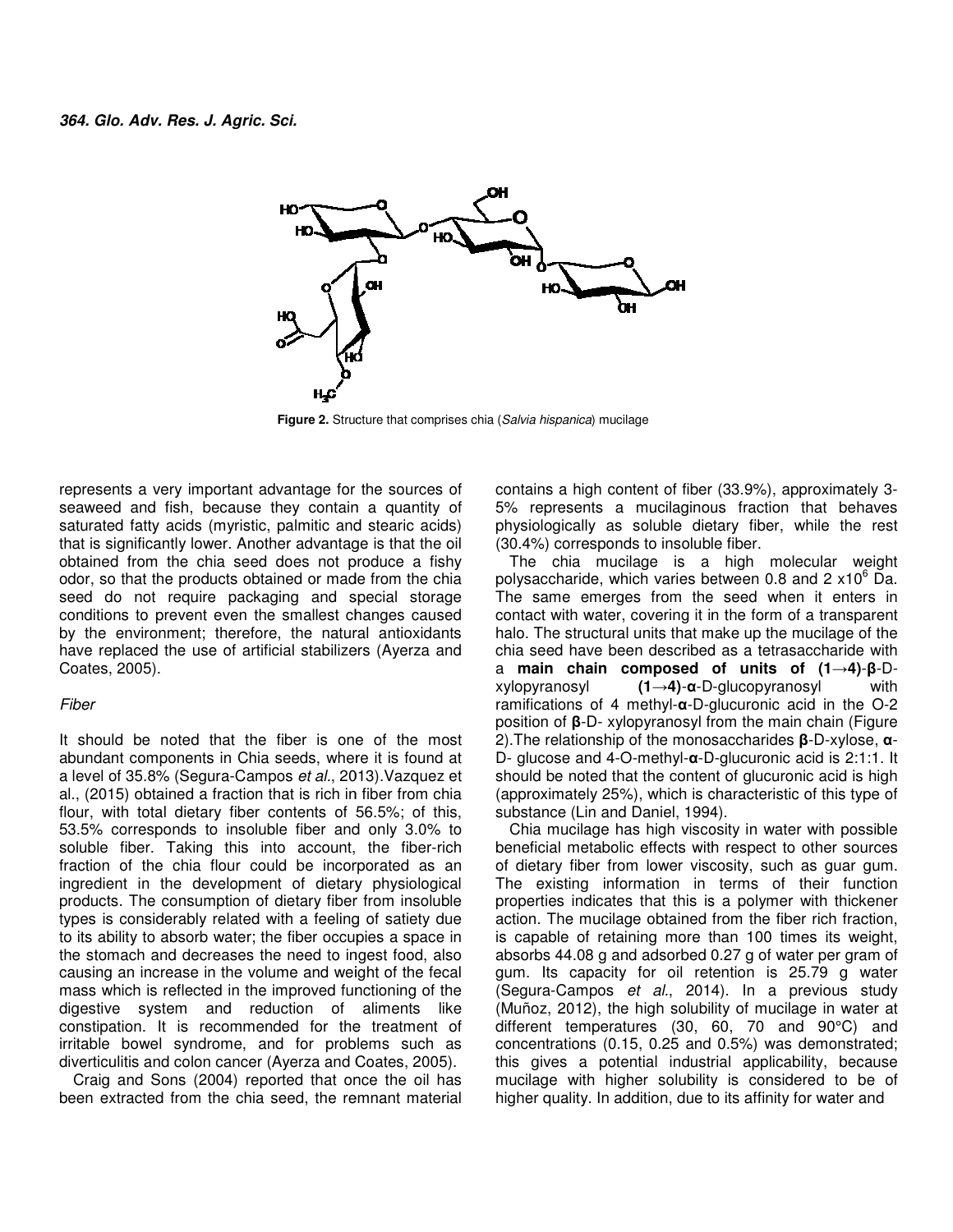**Figure 2.** Structure that comprises chia (*Salvia hispanica*) mucilage

represents a very important advantage for the sources of seaweed and fish, because they contain a quantity of saturated fatty acids (myristic, palmitic and stearic acids) that is significantly lower. Another advantage is that the oil obtained from the chia seed does not produce a fishy odor, so that the products obtained or made from the chia seed do not require packaging and special storage conditions to prevent even the smallest changes caused by the environment; therefore, the natural antioxidants have replaced the use of artificial stabilizers (Ayerza and Coates, 2005).

*Fiber*

It should be noted that the fiber is one of the most abundant components in Chia seeds, where it is found at a level of 35.8% (Segura-Campos *et al.*, 2013).Vazquez et al., (2015) obtained a fraction that is rich in fiber from chia flour, with total dietary fiber contents of 56.5%; of this, 53.5% corresponds to insoluble fiber and only 3.0% to soluble fiber. Taking this into account, the fiber-rich fraction of the chia flour could be incorporated as an ingredient in the development of dietary physiological products. The consumption of dietary fiber from insoluble types is considerably related with a feeling of satiety due to its ability to absorb water; the fiber occupies a space in the stomach and decreases the need to ingest food, also causing an increase in the volume and weight of the fecal mass which is reflected in the improved functioning of the digestive system and reduction of aliments like constipation. It is recommended for the treatment of irritable bowel syndrome, and for problems such as diverticulitis and colon cancer (Ayerza and Coates, 2005).

Craig and Sons (2004) reported that once the oil has been extracted from the chia seed, the remnant material contains a high content of fiber (33.9%), approximately 3-5% represents a mucilaginous fraction that behaves physiologically as soluble dietary fiber, while the rest (30.4%) corresponds to insoluble fiber.

The chia mucilage is a high molecular weight polysaccharide, which varies between 0.8 and 2 x$10^6$ Da. The same emerges from the seed when it enters in contact with water, covering it in the form of a transparent halo. The structural units that make up the mucilage of the chia seed have been described as a tetrasaccharide with a **main chain composed of units of (1→4)**-**β**-D-xylopyranosyl **(1→4)**-**α**-D-glucopyranosyl with ramifications of 4 methyl-**α**-D-glucuronic acid in the O-2 position of **β**-D- xylopyranosyl from the main chain (Figure 2).The relationship of the monosaccharides **β**-D-xylose, **α**-D- glucose and 4-O-methyl-**α**-D-glucuronic acid is 2:1:1. It should be noted that the content of glucuronic acid is high (approximately 25%), which is characteristic of this type of substance (Lin and Daniel, 1994).

Chia mucilage has high viscosity in water with possible beneficial metabolic effects with respect to other sources of dietary fiber from lower viscosity, such as guar gum. The existing information in terms of their function properties indicates that this is a polymer with thickener action. The mucilage obtained from the fiber rich fraction, is capable of retaining more than 100 times its weight, absorbs 44.08 g and adsorbed 0.27 g of water per gram of gum. Its capacity for oil retention is 25.79 g water (Segura-Campos *et al.*, 2014). In a previous study (Muñoz, 2012), the high solubility of mucilage in water at different temperatures (30, 60, 70 and 90°C) and concentrations (0.15, 0.25 and 0.5%) was demonstrated; this gives a potential industrial applicability, because mucilage with higher solubility is considered to be of higher quality. In addition, due to its affinity for water and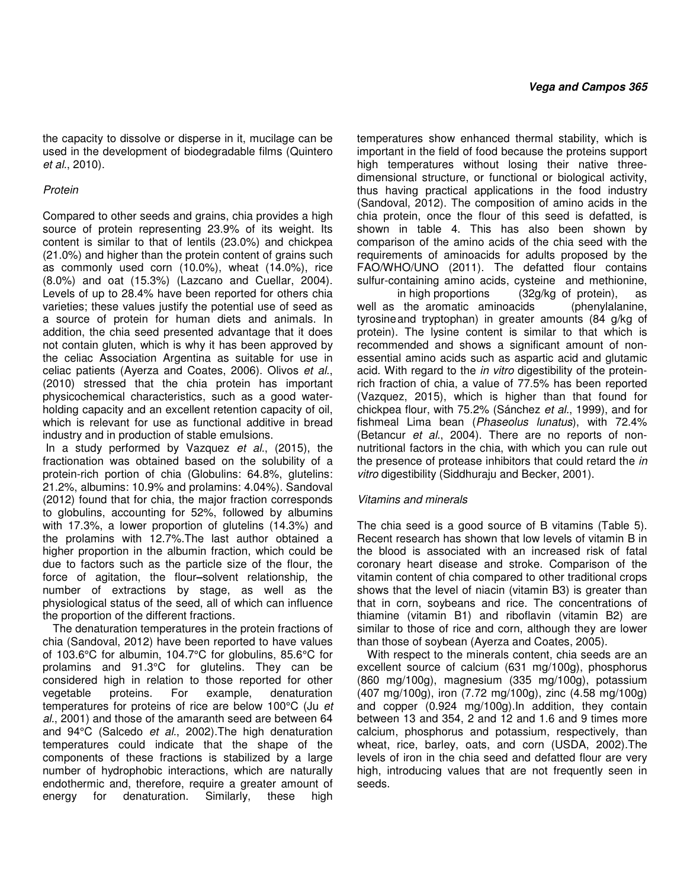the capacity to dissolve or disperse in it, mucilage can be used in the development of biodegradable films (Quintero *et al*., 2010).

### *Protein*

Compared to other seeds and grains, chia provides a high source of protein representing 23.9% of its weight. Its content is similar to that of lentils (23.0%) and chickpea (21.0%) and higher than the protein content of grains such as commonly used corn (10.0%), wheat (14.0%), rice (8.0%) and oat (15.3%) (Lazcano and Cuellar, 2004). Levels of up to 28.4% have been reported for others chia varieties; these values justify the potential use of seed as a source of protein for human diets and animals. In addition, the chia seed presented advantage that it does not contain gluten, which is why it has been approved by the celiac Association Argentina as suitable for use in celiac patients (Ayerza and Coates, 2006). Olivos *et al*., (2010) stressed that the chia protein has important physicochemical characteristics, such as a good water-holding capacity and an excellent retention capacity of oil, which is relevant for use as functional additive in bread industry and in production of stable emulsions.

In a study performed by Vazquez *et al*., (2015), the fractionation was obtained based on the solubility of a protein-rich portion of chia (Globulins: 64.8%, glutelins: 21.2%, albumins: 10.9% and prolamins: 4.04%). Sandoval (2012) found that for chia, the major fraction corresponds to globulins, accounting for 52%, followed by albumins with 17.3%, a lower proportion of glutelins (14.3%) and the prolamins with 12.7%.The last author obtained a higher proportion in the albumin fraction, which could be due to factors such as the particle size of the flour, the force of agitation, the flour–solvent relationship, the number of extractions by stage, as well as the physiological status of the seed, all of which can influence the proportion of the different fractions.

The denaturation temperatures in the protein fractions of chia (Sandoval, 2012) have been reported to have values of 103.6°C for albumin, 104.7°C for globulins, 85.6°C for prolamins and 91.3°C for glutelins. They can be considered high in relation to those reported for other vegetable proteins. For example, denaturation temperatures for proteins of rice are below 100°C (Ju *et al*., 2001) and those of the amaranth seed are between 64 and 94°C (Salcedo *et al*., 2002).The high denaturation temperatures could indicate that the shape of the components of these fractions is stabilized by a large number of hydrophobic interactions, which are naturally endothermic and, therefore, require a greater amount of energy for denaturation. Similarly, these high temperatures show enhanced thermal stability, which is important in the field of food because the proteins support high temperatures without losing their native three-dimensional structure, or functional or biological activity, thus having practical applications in the food industry (Sandoval, 2012). The composition of amino acids in the chia protein, once the flour of this seed is defatted, is shown in table 4. This has also been shown by comparison of the amino acids of the chia seed with the requirements of aminoacids for adults proposed by the FAO/WHO/UNO (2011). The defatted flour contains sulfur-containing amino acids, cysteine and methionine, in high proportions (32g/kg of protein), as well as the aromatic aminoacids (phenylalanine, tyrosine and tryptophan) in greater amounts (84 g/kg of protein). The lysine content is similar to that which is recommended and shows a significant amount of non-essential amino acids such as aspartic acid and glutamic acid. With regard to the *in vitro* digestibility of the protein-rich fraction of chia, a value of 77.5% has been reported (Vazquez, 2015), which is higher than that found for chickpea flour, with 75.2% (Sánchez *et al*., 1999), and for fishmeal Lima bean (*Phaseolus lunatus*), with 72.4% (Betancur *et al*., 2004). There are no reports of non-nutritional factors in the chia, with which you can rule out the presence of protease inhibitors that could retard the *in vitro* digestibility (Siddhuraju and Becker, 2001).

### *Vitamins and minerals*

The chia seed is a good source of B vitamins (Table 5). Recent research has shown that low levels of vitamin B in the blood is associated with an increased risk of fatal coronary heart disease and stroke. Comparison of the vitamin content of chia compared to other traditional crops shows that the level of niacin (vitamin B3) is greater than that in corn, soybeans and rice. The concentrations of thiamine (vitamin B1) and riboflavin (vitamin B2) are similar to those of rice and corn, although they are lower than those of soybean (Ayerza and Coates, 2005).

With respect to the minerals content, chia seeds are an excellent source of calcium (631 mg/100g), phosphorus (860 mg/100g), magnesium (335 mg/100g), potassium (407 mg/100g), iron (7.72 mg/100g), zinc (4.58 mg/100g) and copper (0.924 mg/100g).In addition, they contain between 13 and 354, 2 and 12 and 1.6 and 9 times more calcium, phosphorus and potassium, respectively, than wheat, rice, barley, oats, and corn (USDA, 2002).The levels of iron in the chia seed and defatted flour are very high, introducing values that are not frequently seen in seeds.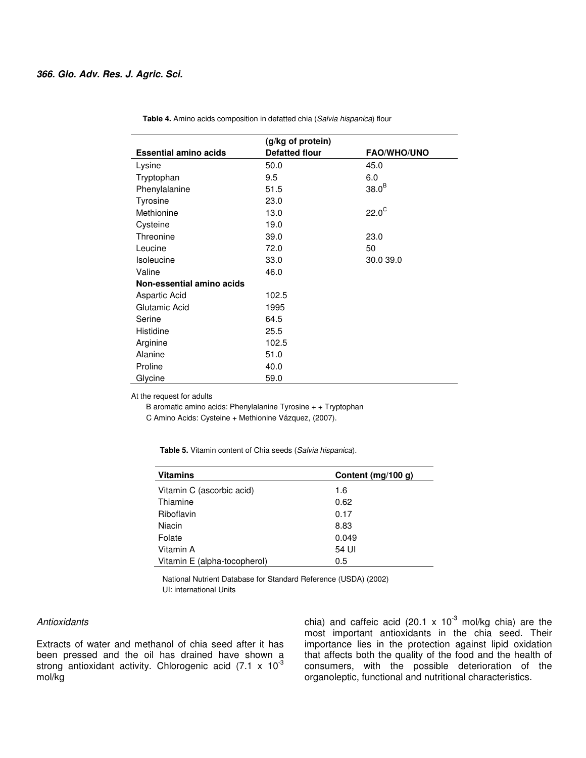**Table 4.** Amino acids composition in defatted chia (*Salvia hispanica*) flour

| Essential amino acids | (g/kg of protein) Defatted flour | FAO/WHO/UNO |
|---|---|---|
| Lysine | 50.0 | 45.0 |
| Tryptophan | 9.5 | 6.0 |
| Phenylalanine | 51.5 | 38.0[B] |
| Tyrosine | 23.0 | |
| Methionine | 13.0 | 22.0[C] |
| Cysteine | 19.0 | |
| Threonine | 39.0 | 23.0 |
| Leucine | 72.0 | 50 |
| Isoleucine | 33.0 | 30.0 39.0 |
| Valine | 46.0 | |
| **Non-essential amino acids** | | |
| Aspartic Acid | 102.5 | |
| Glutamic Acid | 1995 | |
| Serine | 64.5 | |
| Histidine | 25.5 | |
| Arginine | 102.5 | |
| Alanine | 51.0 | |
| Proline | 40.0 | |
| Glycine | 59.0 | |

At the request for adults

B aromatic amino acids: Phenylalanine Tyrosine + + Tryptophan

C Amino Acids: Cysteine + Methionine Vázquez, (2007).

**Table 5.** Vitamin content of Chia seeds (*Salvia hispanica*).

| Vitamins | Content (mg/100 g) |
|---|---|
| Vitamin C (ascorbic acid) | 1.6 |
| Thiamine | 0.62 |
| Riboflavin | 0.17 |
| Niacin | 8.83 |
| Folate | 0.049 |
| Vitamin A | 54 UI |
| Vitamin E (alpha-tocopherol) | 0.5 |

National Nutrient Database for Standard Reference (USDA) (2002)

UI: international Units

*Antioxidants*

Extracts of water and methanol of chia seed after it has been pressed and the oil has drained have shown a strong antioxidant activity. Chlorogenic acid ($7.1 \times 10^{-3}$ mol/kg chia) and caffeic acid ($20.1 \times 10^{-3}$ mol/kg chia) are the most important antioxidants in the chia seed. Their importance lies in the protection against lipid oxidation that affects both the quality of the food and the health of consumers, with the possible deterioration of the organoleptic, functional and nutritional characteristics.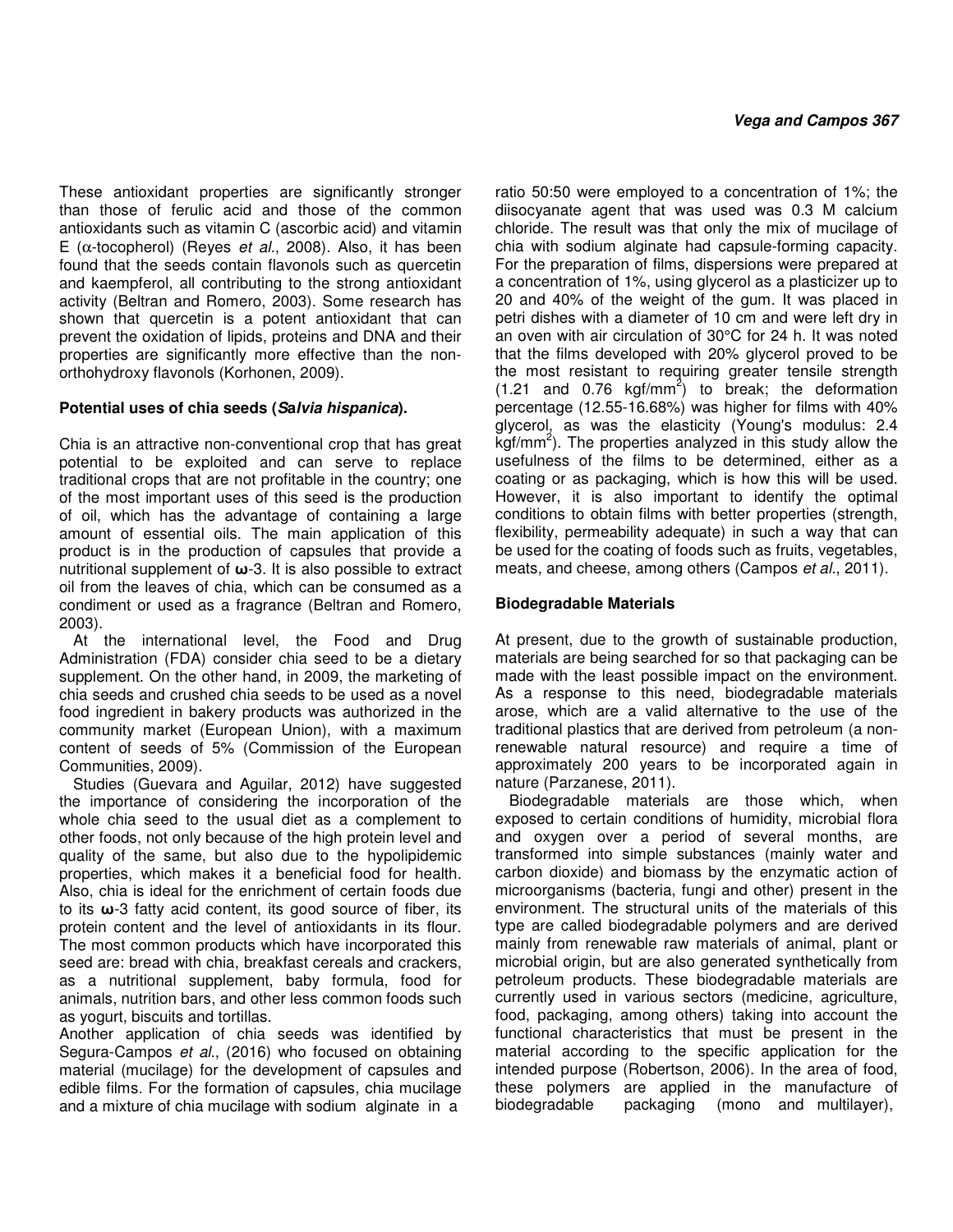These antioxidant properties are significantly stronger than those of ferulic acid and those of the common antioxidants such as vitamin C (ascorbic acid) and vitamin E (α-tocopherol) (Reyes *et al*., 2008). Also, it has been found that the seeds contain flavonols such as quercetin and kaempferol, all contributing to the strong antioxidant activity (Beltran and Romero, 2003). Some research has shown that quercetin is a potent antioxidant that can prevent the oxidation of lipids, proteins and DNA and their properties are significantly more effective than the non-orthohydroxy flavonols (Korhonen, 2009).

## Potential uses of chia seeds (*Salvia hispanica*).

Chia is an attractive non-conventional crop that has great potential to be exploited and can serve to replace traditional crops that are not profitable in the country; one of the most important uses of this seed is the production of oil, which has the advantage of containing a large amount of essential oils. The main application of this product is in the production of capsules that provide a nutritional supplement of **ω**-3. It is also possible to extract oil from the leaves of chia, which can be consumed as a condiment or used as a fragrance (Beltran and Romero, 2003).

At the international level, the Food and Drug Administration (FDA) consider chia seed to be a dietary supplement. On the other hand, in 2009, the marketing of chia seeds and crushed chia seeds to be used as a novel food ingredient in bakery products was authorized in the community market (European Union), with a maximum content of seeds of 5% (Commission of the European Communities, 2009).

Studies (Guevara and Aguilar, 2012) have suggested the importance of considering the incorporation of the whole chia seed to the usual diet as a complement to other foods, not only because of the high protein level and quality of the same, but also due to the hypolipidemic properties, which makes it a beneficial food for health. Also, chia is ideal for the enrichment of certain foods due to its **ω**-3 fatty acid content, its good source of fiber, its protein content and the level of antioxidants in its flour. The most common products which have incorporated this seed are: bread with chia, breakfast cereals and crackers, as a nutritional supplement, baby formula, food for animals, nutrition bars, and other less common foods such as yogurt, biscuits and tortillas.

Another application of chia seeds was identified by Segura-Campos *et al*., (2016) who focused on obtaining material (mucilage) for the development of capsules and edible films. For the formation of capsules, chia mucilage and a mixture of chia mucilage with sodium alginate in a ratio 50:50 were employed to a concentration of 1%; the diisocyanate agent that was used was 0.3 M calcium chloride. The result was that only the mix of mucilage of chia with sodium alginate had capsule-forming capacity. For the preparation of films, dispersions were prepared at a concentration of 1%, using glycerol as a plasticizer up to 20 and 40% of the weight of the gum. It was placed in petri dishes with a diameter of 10 cm and were left dry in an oven with air circulation of 30°C for 24 h. It was noted that the films developed with 20% glycerol proved to be the most resistant to requiring greater tensile strength (1.21 and 0.76 kgf/mm$^2$) to break; the deformation percentage (12.55-16.68%) was higher for films with 40% glycerol, as was the elasticity (Young's modulus: 2.4 kgf/mm$^2$). The properties analyzed in this study allow the usefulness of the films to be determined, either as a coating or as packaging, which is how this will be used. However, it is also important to identify the optimal conditions to obtain films with better properties (strength, flexibility, permeability adequate) in such a way that can be used for the coating of foods such as fruits, vegetables, meats, and cheese, among others (Campos *et al*., 2011).

## Biodegradable Materials

At present, due to the growth of sustainable production, materials are being searched for so that packaging can be made with the least possible impact on the environment. As a response to this need, biodegradable materials arose, which are a valid alternative to the use of the traditional plastics that are derived from petroleum (a non-renewable natural resource) and require a time of approximately 200 years to be incorporated again in nature (Parzanese, 2011).

Biodegradable materials are those which, when exposed to certain conditions of humidity, microbial flora and oxygen over a period of several months, are transformed into simple substances (mainly water and carbon dioxide) and biomass by the enzymatic action of microorganisms (bacteria, fungi and other) present in the environment. The structural units of the materials of this type are called biodegradable polymers and are derived mainly from renewable raw materials of animal, plant or microbial origin, but are also generated synthetically from petroleum products. These biodegradable materials are currently used in various sectors (medicine, agriculture, food, packaging, among others) taking into account the functional characteristics that must be present in the material according to the specific application for the intended purpose (Robertson, 2006). In the area of food, these polymers are applied in the manufacture of biodegradable packaging (mono and multilayer),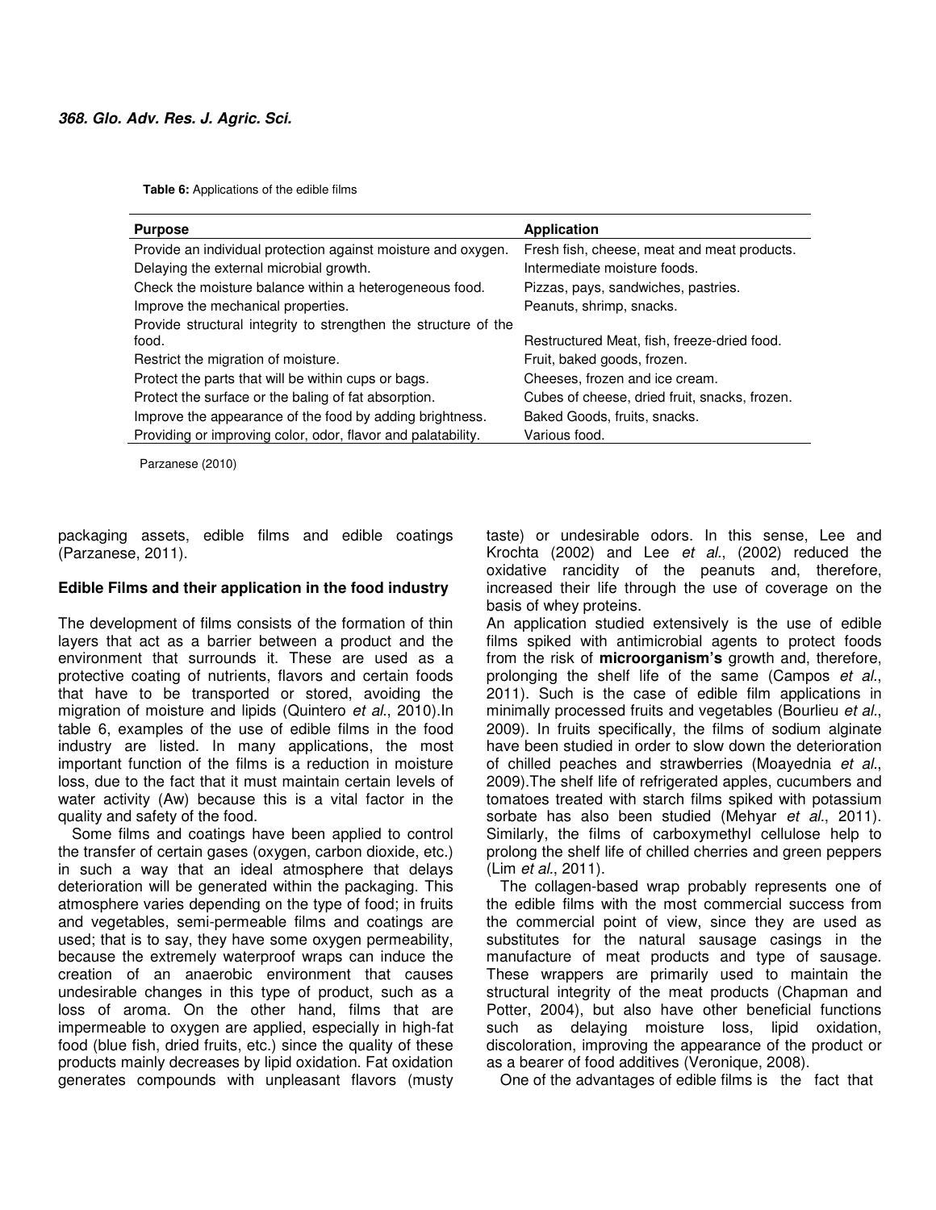**Table 6:** Applications of the edible films

| Purpose | Application |
|---|---|
| Provide an individual protection against moisture and oxygen. | Fresh fish, cheese, meat and meat products. |
| Delaying the external microbial growth. | Intermediate moisture foods. |
| Check the moisture balance within a heterogeneous food. | Pizzas, pays, sandwiches, pastries. |
| Improve the mechanical properties. | Peanuts, shrimp, snacks. |
| Provide structural integrity to strengthen the structure of the food. | Restructured Meat, fish, freeze-dried food. |
| Restrict the migration of moisture. | Fruit, baked goods, frozen. |
| Protect the parts that will be within cups or bags. | Cheeses, frozen and ice cream. |
| Protect the surface or the baling of fat absorption. | Cubes of cheese, dried fruit, snacks, frozen. |
| Improve the appearance of the food by adding brightness. | Baked Goods, fruits, snacks. |
| Providing or improving color, odor, flavor and palatability. | Various food. |

Parzanese (2010)

packaging assets, edible films and edible coatings (Parzanese, 2011).

**Edible Films and their application in the food industry**

The development of films consists of the formation of thin layers that act as a barrier between a product and the environment that surrounds it. These are used as a protective coating of nutrients, flavors and certain foods that have to be transported or stored, avoiding the migration of moisture and lipids (Quintero *et al*., 2010).In table 6, examples of the use of edible films in the food industry are listed. In many applications, the most important function of the films is a reduction in moisture loss, due to the fact that it must maintain certain levels of water activity (Aw) because this is a vital factor in the quality and safety of the food.

Some films and coatings have been applied to control the transfer of certain gases (oxygen, carbon dioxide, etc.) in such a way that an ideal atmosphere that delays deterioration will be generated within the packaging. This atmosphere varies depending on the type of food; in fruits and vegetables, semi-permeable films and coatings are used; that is to say, they have some oxygen permeability, because the extremely waterproof wraps can induce the creation of an anaerobic environment that causes undesirable changes in this type of product, such as a loss of aroma. On the other hand, films that are impermeable to oxygen are applied, especially in high-fat food (blue fish, dried fruits, etc.) since the quality of these products mainly decreases by lipid oxidation. Fat oxidation generates compounds with unpleasant flavors (musty taste) or undesirable odors. In this sense, Lee and Krochta (2002) and Lee *et al*., (2002) reduced the oxidative rancidity of the peanuts and, therefore, increased their life through the use of coverage on the basis of whey proteins.

An application studied extensively is the use of edible films spiked with antimicrobial agents to protect foods from the risk of **microorganism's** growth and, therefore, prolonging the shelf life of the same (Campos *et al*., 2011). Such is the case of edible film applications in minimally processed fruits and vegetables (Bourlieu *et al*., 2009). In fruits specifically, the films of sodium alginate have been studied in order to slow down the deterioration of chilled peaches and strawberries (Moayednia *et al*., 2009).The shelf life of refrigerated apples, cucumbers and tomatoes treated with starch films spiked with potassium sorbate has also been studied (Mehyar *et al*., 2011). Similarly, the films of carboxymethyl cellulose help to prolong the shelf life of chilled cherries and green peppers (Lim *et al*., 2011).

The collagen-based wrap probably represents one of the edible films with the most commercial success from the commercial point of view, since they are used as substitutes for the natural sausage casings in the manufacture of meat products and type of sausage. These wrappers are primarily used to maintain the structural integrity of the meat products (Chapman and Potter, 2004), but also have other beneficial functions such as delaying moisture loss, lipid oxidation, discoloration, improving the appearance of the product or as a bearer of food additives (Veronique, 2008).

One of the advantages of edible films is the fact that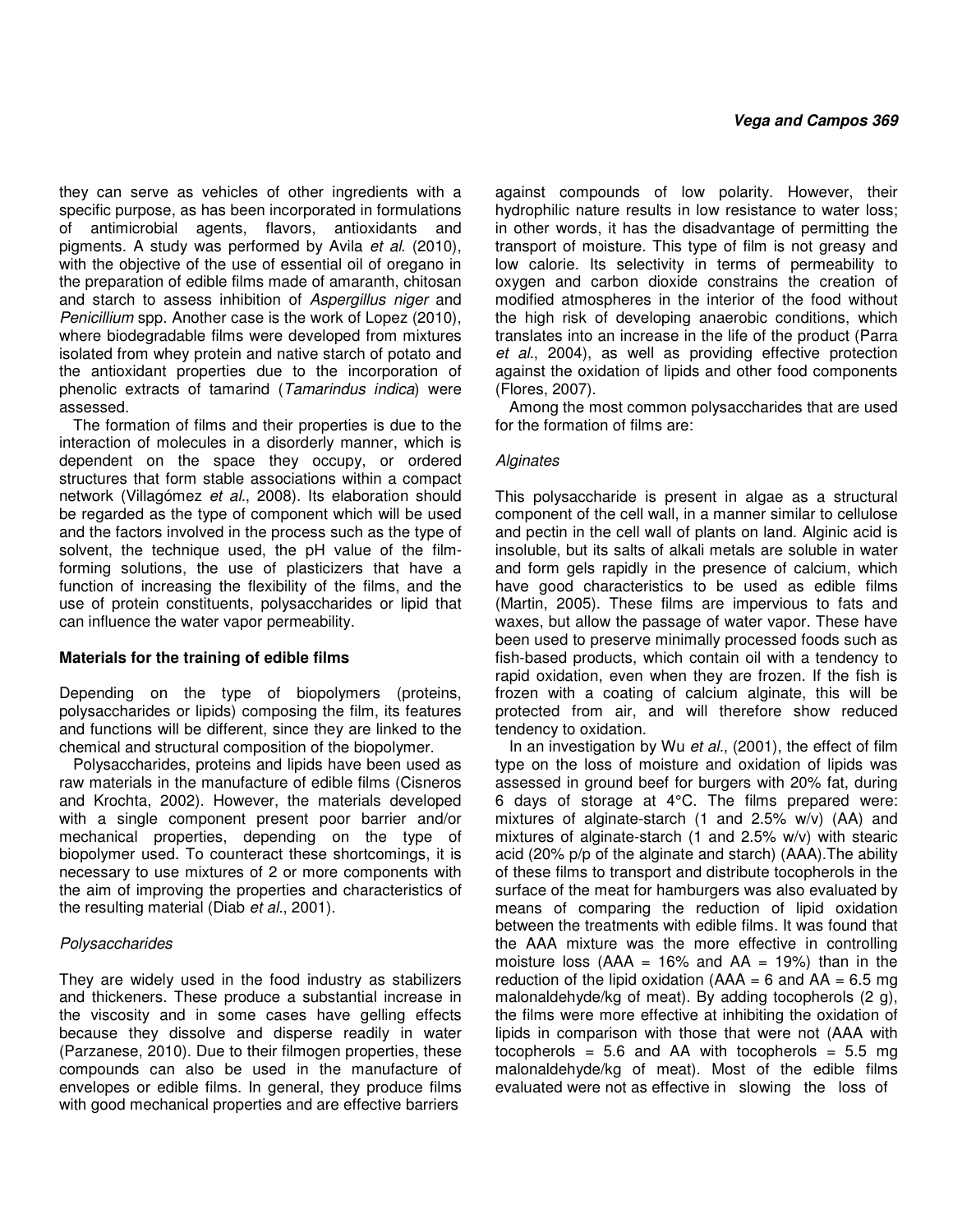they can serve as vehicles of other ingredients with a specific purpose, as has been incorporated in formulations of antimicrobial agents, flavors, antioxidants and pigments. A study was performed by Avila *et al.* (2010), with the objective of the use of essential oil of oregano in the preparation of edible films made of amaranth, chitosan and starch to assess inhibition of *Aspergillus niger* and *Penicillium* spp. Another case is the work of Lopez (2010), where biodegradable films were developed from mixtures isolated from whey protein and native starch of potato and the antioxidant properties due to the incorporation of phenolic extracts of tamarind (*Tamarindus indica*) were assessed.

The formation of films and their properties is due to the interaction of molecules in a disorderly manner, which is dependent on the space they occupy, or ordered structures that form stable associations within a compact network (Villagómez *et al.*, 2008). Its elaboration should be regarded as the type of component which will be used and the factors involved in the process such as the type of solvent, the technique used, the pH value of the film-forming solutions, the use of plasticizers that have a function of increasing the flexibility of the films, and the use of protein constituents, polysaccharides or lipid that can influence the water vapor permeability.

## Materials for the training of edible films

Depending on the type of biopolymers (proteins, polysaccharides or lipids) composing the film, its features and functions will be different, since they are linked to the chemical and structural composition of the biopolymer.

Polysaccharides, proteins and lipids have been used as raw materials in the manufacture of edible films (Cisneros and Krochta, 2002). However, the materials developed with a single component present poor barrier and/or mechanical properties, depending on the type of biopolymer used. To counteract these shortcomings, it is necessary to use mixtures of 2 or more components with the aim of improving the properties and characteristics of the resulting material (Diab *et al.*, 2001).

### *Polysaccharides*

They are widely used in the food industry as stabilizers and thickeners. These produce a substantial increase in the viscosity and in some cases have gelling effects because they dissolve and disperse readily in water (Parzanese, 2010). Due to their filmogen properties, these compounds can also be used in the manufacture of envelopes or edible films. In general, they produce films with good mechanical properties and are effective barriers against compounds of low polarity. However, their hydrophilic nature results in low resistance to water loss; in other words, it has the disadvantage of permitting the transport of moisture. This type of film is not greasy and low calorie. Its selectivity in terms of permeability to oxygen and carbon dioxide constrains the creation of modified atmospheres in the interior of the food without the high risk of developing anaerobic conditions, which translates into an increase in the life of the product (Parra *et al.*, 2004), as well as providing effective protection against the oxidation of lipids and other food components (Flores, 2007).

Among the most common polysaccharides that are used for the formation of films are:

#### *Alginates*

This polysaccharide is present in algae as a structural component of the cell wall, in a manner similar to cellulose and pectin in the cell wall of plants on land. Alginic acid is insoluble, but its salts of alkali metals are soluble in water and form gels rapidly in the presence of calcium, which have good characteristics to be used as edible films (Martin, 2005). These films are impervious to fats and waxes, but allow the passage of water vapor. These have been used to preserve minimally processed foods such as fish-based products, which contain oil with a tendency to rapid oxidation, even when they are frozen. If the fish is frozen with a coating of calcium alginate, this will be protected from air, and will therefore show reduced tendency to oxidation.

In an investigation by Wu *et al.*, (2001), the effect of film type on the loss of moisture and oxidation of lipids was assessed in ground beef for burgers with 20% fat, during 6 days of storage at 4°C. The films prepared were: mixtures of alginate-starch (1 and 2.5% w/v) (AA) and mixtures of alginate-starch (1 and 2.5% w/v) with stearic acid (20% p/p of the alginate and starch) (AAA). The ability of these films to transport and distribute tocopherols in the surface of the meat for hamburgers was also evaluated by means of comparing the reduction of lipid oxidation between the treatments with edible films. It was found that the AAA mixture was the more effective in controlling moisture loss (AAA = 16% and AA = 19%) than in the reduction of the lipid oxidation (AAA = 6 and AA = 6.5 mg malonaldehyde/kg of meat). By adding tocopherols (2 g), the films were more effective at inhibiting the oxidation of lipids in comparison with those that were not (AAA with tocopherols = 5.6 and AA with tocopherols = 5.5 mg malonaldehyde/kg of meat). Most of the edible films evaluated were not as effective in slowing the loss of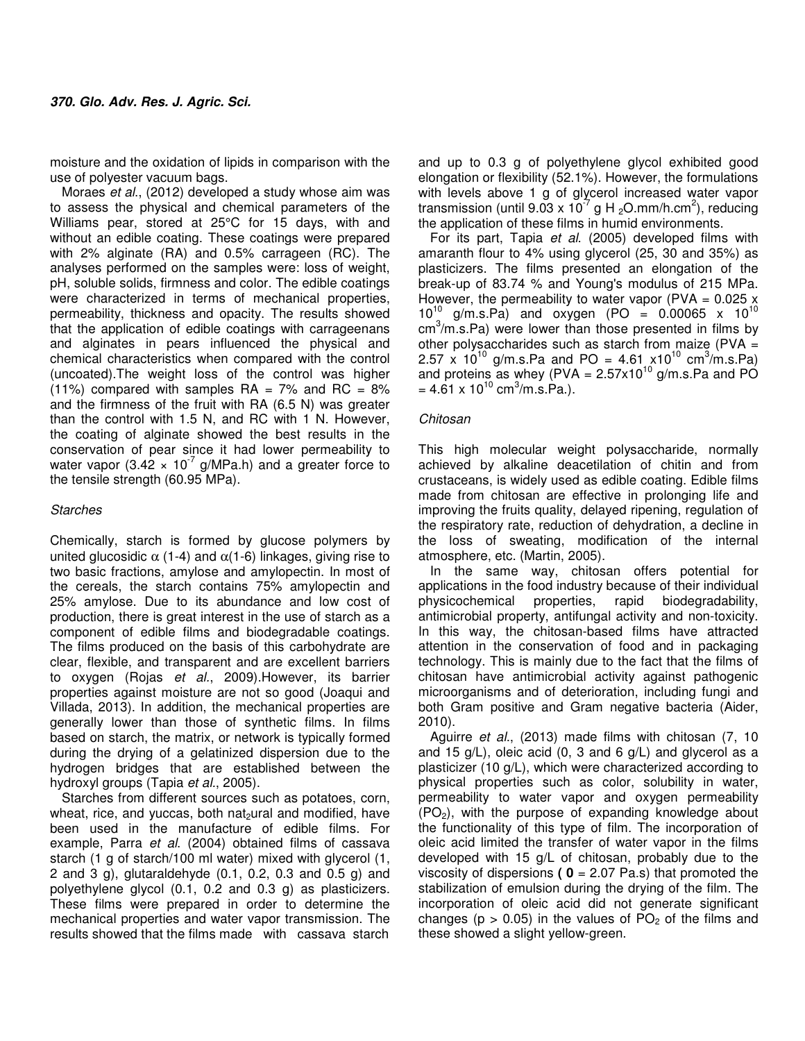moisture and the oxidation of lipids in comparison with the use of polyester vacuum bags.

Moraes *et al*., (2012) developed a study whose aim was to assess the physical and chemical parameters of the Williams pear, stored at 25°C for 15 days, with and without an edible coating. These coatings were prepared with 2% alginate (RA) and 0.5% carrageen (RC). The analyses performed on the samples were: loss of weight, pH, soluble solids, firmness and color. The edible coatings were characterized in terms of mechanical properties, permeability, thickness and opacity. The results showed that the application of edible coatings with carrageenans and alginates in pears influenced the physical and chemical characteristics when compared with the control (uncoated).The weight loss of the control was higher (11%) compared with samples RA = 7% and RC = 8% and the firmness of the fruit with RA (6.5 N) was greater than the control with 1.5 N, and RC with 1 N. However, the coating of alginate showed the best results in the conservation of pear since it had lower permeability to water vapor ($3.42 \times 10^{-7}$ g/MPa.h) and a greater force to the tensile strength (60.95 MPa).

*Starches*

Chemically, starch is formed by glucose polymers by united glucosidic $\alpha$ (1-4) and $\alpha$(1-6) linkages, giving rise to two basic fractions, amylose and amylopectin. In most of the cereals, the starch contains 75% amylopectin and 25% amylose. Due to its abundance and low cost of production, there is great interest in the use of starch as a component of edible films and biodegradable coatings. The films produced on the basis of this carbohydrate are clear, flexible, and transparent and are excellent barriers to oxygen (Rojas *et al*., 2009).However, its barrier properties against moisture are not so good (Joaqui and Villada, 2013). In addition, the mechanical properties are generally lower than those of synthetic films. In films based on starch, the matrix, or network is typically formed during the drying of a gelatinized dispersion due to the hydrogen bridges that are established between the hydroxyl groups (Tapia *et al*., 2005).

Starches from different sources such as potatoes, corn, wheat, rice, and yuccas, both nat$_2$ural and modified, have been used in the manufacture of edible films. For example, Parra *et al*. (2004) obtained films of cassava starch (1 g of starch/100 ml water) mixed with glycerol (1, 2 and 3 g), glutaraldehyde (0.1, 0.2, 0.3 and 0.5 g) and polyethylene glycol (0.1, 0.2 and 0.3 g) as plasticizers. These films were prepared in order to determine the mechanical properties and water vapor transmission. The results showed that the films made with cassava starch and up to 0.3 g of polyethylene glycol exhibited good elongation or flexibility (52.1%). However, the formulations with levels above 1 g of glycerol increased water vapor transmission (until $9.03 \times 10^{-7}$ g $H_2O$.mm/h.cm$^2$), reducing the application of these films in humid environments.

For its part, Tapia *et al*. (2005) developed films with amaranth flour to 4% using glycerol (25, 30 and 35%) as plasticizers. The films presented an elongation of the break-up of 83.74 % and Young's modulus of 215 MPa. However, the permeability to water vapor (PVA = $0.025 \times 10^{10}$ g/m.s.Pa) and oxygen (PO = $0.00065 \times 10^{10}$ cm$^3$/m.s.Pa) were lower than those presented in films by other polysaccharides such as starch from maize (PVA = $2.57 \times 10^{10}$ g/m.s.Pa and PO = $4.61 \times 10^{10}$ cm$^3$/m.s.Pa) and proteins as whey (PVA = $2.57 \times 10^{10}$ g/m.s.Pa and PO = $4.61 \times 10^{10}$ cm$^3$/m.s.Pa.).

*Chitosan*

This high molecular weight polysaccharide, normally achieved by alkaline deacetilation of chitin and from crustaceans, is widely used as edible coating. Edible films made from chitosan are effective in prolonging life and improving the fruits quality, delayed ripening, regulation of the respiratory rate, reduction of dehydration, a decline in the loss of sweating, modification of the internal atmosphere, etc. (Martin, 2005).

In the same way, chitosan offers potential for applications in the food industry because of their individual physicochemical properties, rapid biodegradability, antimicrobial property, antifungal activity and non-toxicity. In this way, the chitosan-based films have attracted attention in the conservation of food and in packaging technology. This is mainly due to the fact that the films of chitosan have antimicrobial activity against pathogenic microorganisms and of deterioration, including fungi and both Gram positive and Gram negative bacteria (Aider, 2010).

Aguirre *et al*., (2013) made films with chitosan (7, 10 and 15 g/L), oleic acid (0, 3 and 6 g/L) and glycerol as a plasticizer (10 g/L), which were characterized according to physical properties such as color, solubility in water, permeability to water vapor and oxygen permeability ($PO_2$), with the purpose of expanding knowledge about the functionality of this type of film. The incorporation of oleic acid limited the transfer of water vapor in the films developed with 15 g/L of chitosan, probably due to the viscosity of dispersions (**0** = 2.07 Pa.s) that promoted the stabilization of emulsion during the drying of the film. The incorporation of oleic acid did not generate significant changes ($p > 0.05$) in the values of $PO_2$ of the films and these showed a slight yellow-green.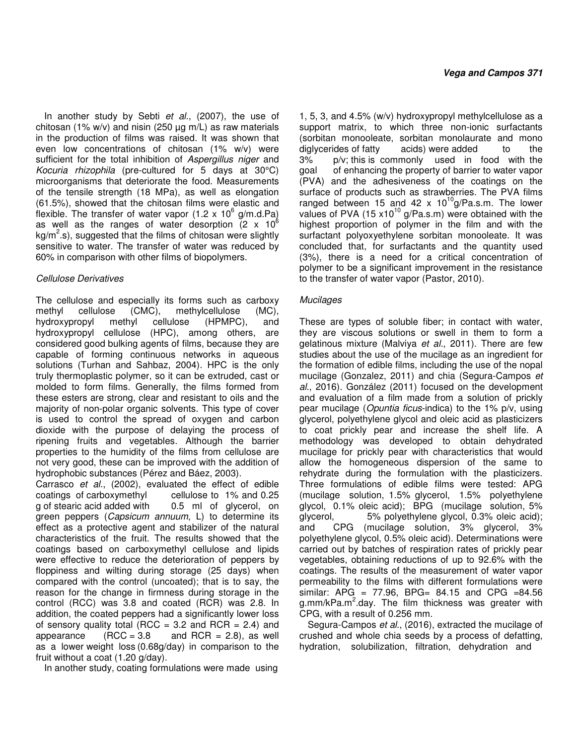In another study by Sebti *et al.*, (2007), the use of chitosan (1% w/v) and nisin (250 µg m/L) as raw materials in the production of films was raised. It was shown that even low concentrations of chitosan (1% w/v) were sufficient for the total inhibition of *Aspergillus niger* and *Kocuria rhizophila* (pre-cultured for 5 days at 30°C) microorganisms that deteriorate the food. Measurements of the tensile strength (18 MPa), as well as elongation (61.5%), showed that the chitosan films were elastic and flexible. The transfer of water vapor ($1.2 \times 10^6$ g/m.d.Pa) as well as the ranges of water desorption ($2 \times 10^6$ kg/m$^2$.s), suggested that the films of chitosan were slightly sensitive to water. The transfer of water was reduced by 60% in comparison with other films of biopolymers.

### *Cellulose Derivatives*

The cellulose and especially its forms such as carboxy methyl cellulose (CMC), methylcellulose (MC), hydroxypropyl methyl cellulose (HPMPC), and hydroxypropyl cellulose (HPC), among others, are considered good bulking agents of films, because they are capable of forming continuous networks in aqueous solutions (Turhan and Sahbaz, 2004). HPC is the only truly thermoplastic polymer, so it can be extruded, cast or molded to form films. Generally, the films formed from these esters are strong, clear and resistant to oils and the majority of non-polar organic solvents. This type of cover is used to control the spread of oxygen and carbon dioxide with the purpose of delaying the process of ripening fruits and vegetables. Although the barrier properties to the humidity of the films from cellulose are not very good, these can be improved with the addition of hydrophobic substances (Pérez and Báez, 2003).

Carrasco *et al.*, (2002), evaluated the effect of edible coatings of carboxymethyl cellulose to 1% and 0.25 g of stearic acid added with 0.5 ml of glycerol, on green peppers (*Capsicum annuum*, L) to determine its effect as a protective agent and stabilizer of the natural characteristics of the fruit. The results showed that the coatings based on carboxymethyl cellulose and lipids were effective to reduce the deterioration of peppers by floppiness and wilting during storage (25 days) when compared with the control (uncoated); that is to say, the reason for the change in firmness during storage in the control (RCC) was 3.8 and coated (RCR) was 2.8. In addition, the coated peppers had a significantly lower loss of sensory quality total (RCC = 3.2 and RCR = 2.4) and appearance (RCC = 3.8 and RCR = 2.8), as well as a lower weight loss (0.68g/day) in comparison to the fruit without a coat (1.20 g/day).

In another study, coating formulations were made using 1, 5, 3, and 4.5% (w/v) hydroxypropyl methylcellulose as a support matrix, to which three non-ionic surfactants (sorbitan monooleate, sorbitan monolaurate and mono diglycerides of fatty acids) were added to the 3% p/v; this is commonly used in food with the goal of enhancing the property of barrier to water vapor (PVA) and the adhesiveness of the coatings on the surface of products such as strawberries. The PVA films ranged between 15 and 42 x $10^{10}$g/Pa.s.m. The lower values of PVA (15 x$10^{10}$ g/Pa.s.m) were obtained with the highest proportion of polymer in the film and with the surfactant polyoxyethylene sorbitan monooleate. It was concluded that, for surfactants and the quantity used (3%), there is a need for a critical concentration of polymer to be a significant improvement in the resistance to the transfer of water vapor (Pastor, 2010).

### *Mucilages*

These are types of soluble fiber; in contact with water, they are viscous solutions or swell in them to form a gelatinous mixture (Malviya *et al.*, 2011). There are few studies about the use of the mucilage as an ingredient for the formation of edible films, including the use of the nopal mucilage (Gonzalez, 2011) and chia (Segura-Campos *et al.*, 2016). González (2011) focused on the development and evaluation of a film made from a solution of prickly pear mucilage (*Opuntia ficus*-indica) to the 1% p/v, using glycerol, polyethylene glycol and oleic acid as plasticizers to coat prickly pear and increase the shelf life. A methodology was developed to obtain dehydrated mucilage for prickly pear with characteristics that would allow the homogeneous dispersion of the same to rehydrate during the formulation with the plasticizers. Three formulations of edible films were tested: APG (mucilage solution, 1.5% glycerol, 1.5% polyethylene glycol, 0.1% oleic acid); BPG (mucilage solution, 5% glycerol, 5% polyethylene glycol, 0.3% oleic acid); and CPG (mucilage solution, 3% glycerol, 3% polyethylene glycol, 0.5% oleic acid). Determinations were carried out by batches of respiration rates of prickly pear vegetables, obtaining reductions of up to 92.6% with the coatings. The results of the measurement of water vapor permeability to the films with different formulations were similar: APG = 77.96, BPG= 84.15 and CPG =84.56 g.mm/kPa.m$^2$.day. The film thickness was greater with CPG, with a result of 0.256 mm.

Segura-Campos *et al.*, (2016), extracted the mucilage of crushed and whole chia seeds by a process of defatting, hydration, solubilization, filtration, dehydration and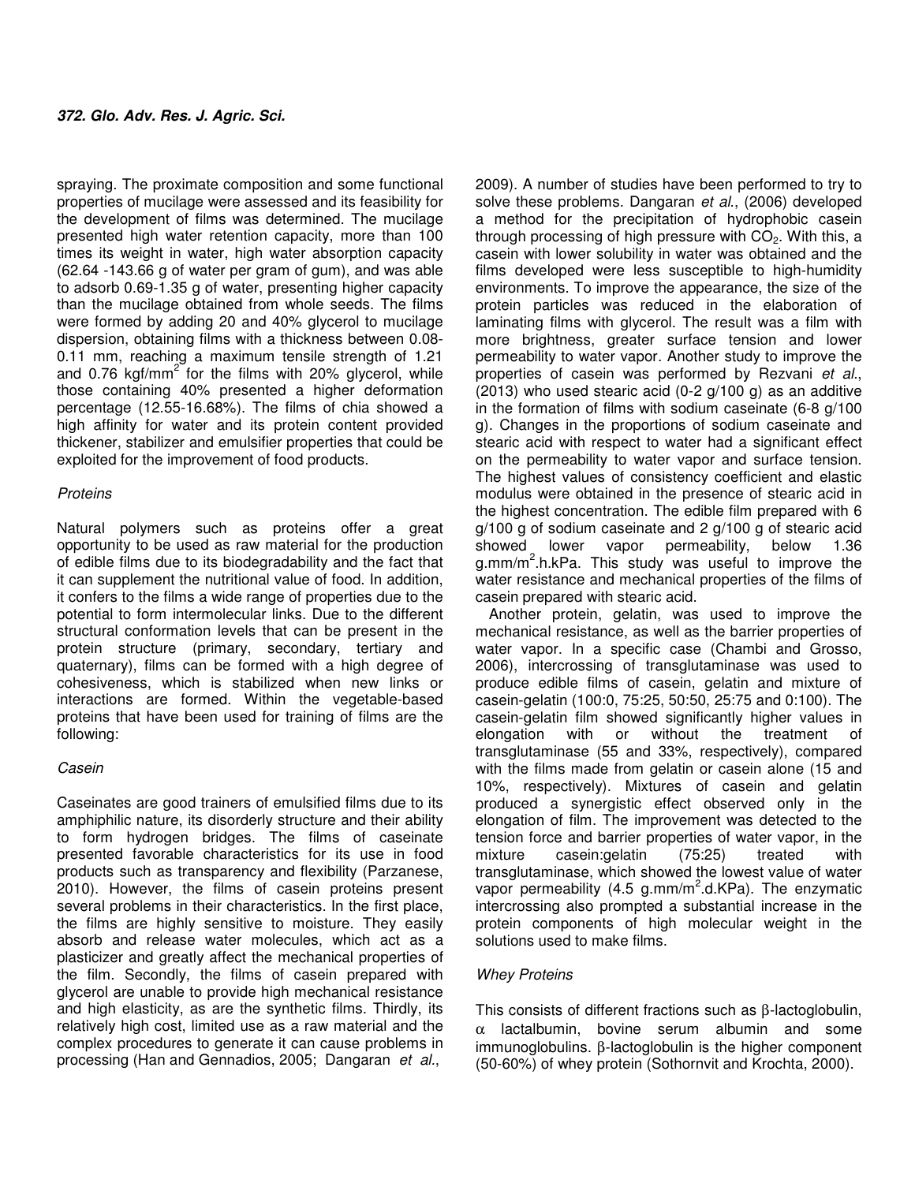spraying. The proximate composition and some functional properties of mucilage were assessed and its feasibility for the development of films was determined. The mucilage presented high water retention capacity, more than 100 times its weight in water, high water absorption capacity (62.64 -143.66 g of water per gram of gum), and was able to adsorb 0.69-1.35 g of water, presenting higher capacity than the mucilage obtained from whole seeds. The films were formed by adding 20 and 40% glycerol to mucilage dispersion, obtaining films with a thickness between 0.08-0.11 mm, reaching a maximum tensile strength of 1.21 and 0.76 kgf/mm$^2$ for the films with 20% glycerol, while those containing 40% presented a higher deformation percentage (12.55-16.68%). The films of chia showed a high affinity for water and its protein content provided thickener, stabilizer and emulsifier properties that could be exploited for the improvement of food products.

*Proteins*

Natural polymers such as proteins offer a great opportunity to be used as raw material for the production of edible films due to its biodegradability and the fact that it can supplement the nutritional value of food. In addition, it confers to the films a wide range of properties due to the potential to form intermolecular links. Due to the different structural conformation levels that can be present in the protein structure (primary, secondary, tertiary and quaternary), films can be formed with a high degree of cohesiveness, which is stabilized when new links or interactions are formed. Within the vegetable-based proteins that have been used for training of films are the following:

*Casein*

Caseinates are good trainers of emulsified films due to its amphiphilic nature, its disorderly structure and their ability to form hydrogen bridges. The films of caseinate presented favorable characteristics for its use in food products such as transparency and flexibility (Parzanese, 2010). However, the films of casein proteins present several problems in their characteristics. In the first place, the films are highly sensitive to moisture. They easily absorb and release water molecules, which act as a plasticizer and greatly affect the mechanical properties of the film. Secondly, the films of casein prepared with glycerol are unable to provide high mechanical resistance and high elasticity, as are the synthetic films. Thirdly, its relatively high cost, limited use as a raw material and the complex procedures to generate it can cause problems in processing (Han and Gennadios, 2005; Dangaran *et al*., 2009). A number of studies have been performed to try to solve these problems. Dangaran *et al*., (2006) developed a method for the precipitation of hydrophobic casein through processing of high pressure with $CO_2$. With this, a casein with lower solubility in water was obtained and the films developed were less susceptible to high-humidity environments. To improve the appearance, the size of the protein particles was reduced in the elaboration of laminating films with glycerol. The result was a film with more brightness, greater surface tension and lower permeability to water vapor. Another study to improve the properties of casein was performed by Rezvani *et al*., (2013) who used stearic acid (0-2 g/100 g) as an additive in the formation of films with sodium caseinate (6-8 g/100 g). Changes in the proportions of sodium caseinate and stearic acid with respect to water had a significant effect on the permeability to water vapor and surface tension. The highest values of consistency coefficient and elastic modulus were obtained in the presence of stearic acid in the highest concentration. The edible film prepared with 6 g/100 g of sodium caseinate and 2 g/100 g of stearic acid showed lower vapor permeability, below 1.36 g.mm/m$^2$.h.kPa. This study was useful to improve the water resistance and mechanical properties of the films of casein prepared with stearic acid.

Another protein, gelatin, was used to improve the mechanical resistance, as well as the barrier properties of water vapor. In a specific case (Chambi and Grosso, 2006), intercrossing of transglutaminase was used to produce edible films of casein, gelatin and mixture of casein-gelatin (100:0, 75:25, 50:50, 25:75 and 0:100). The casein-gelatin film showed significantly higher values in elongation with or without the treatment of transglutaminase (55 and 33%, respectively), compared with the films made from gelatin or casein alone (15 and 10%, respectively). Mixtures of casein and gelatin produced a synergistic effect observed only in the elongation of film. The improvement was detected to the tension force and barrier properties of water vapor, in the mixture casein:gelatin (75:25) treated with transglutaminase, which showed the lowest value of water vapor permeability (4.5 g.mm/m$^2$.d.KPa). The enzymatic intercrossing also prompted a substantial increase in the protein components of high molecular weight in the solutions used to make films.

*Whey Proteins*

This consists of different fractions such as $\beta$-lactoglobulin, $\alpha$ lactalbumin, bovine serum albumin and some immunoglobulins. $\beta$-lactoglobulin is the higher component (50-60%) of whey protein (Sothornvit and Krochta, 2000).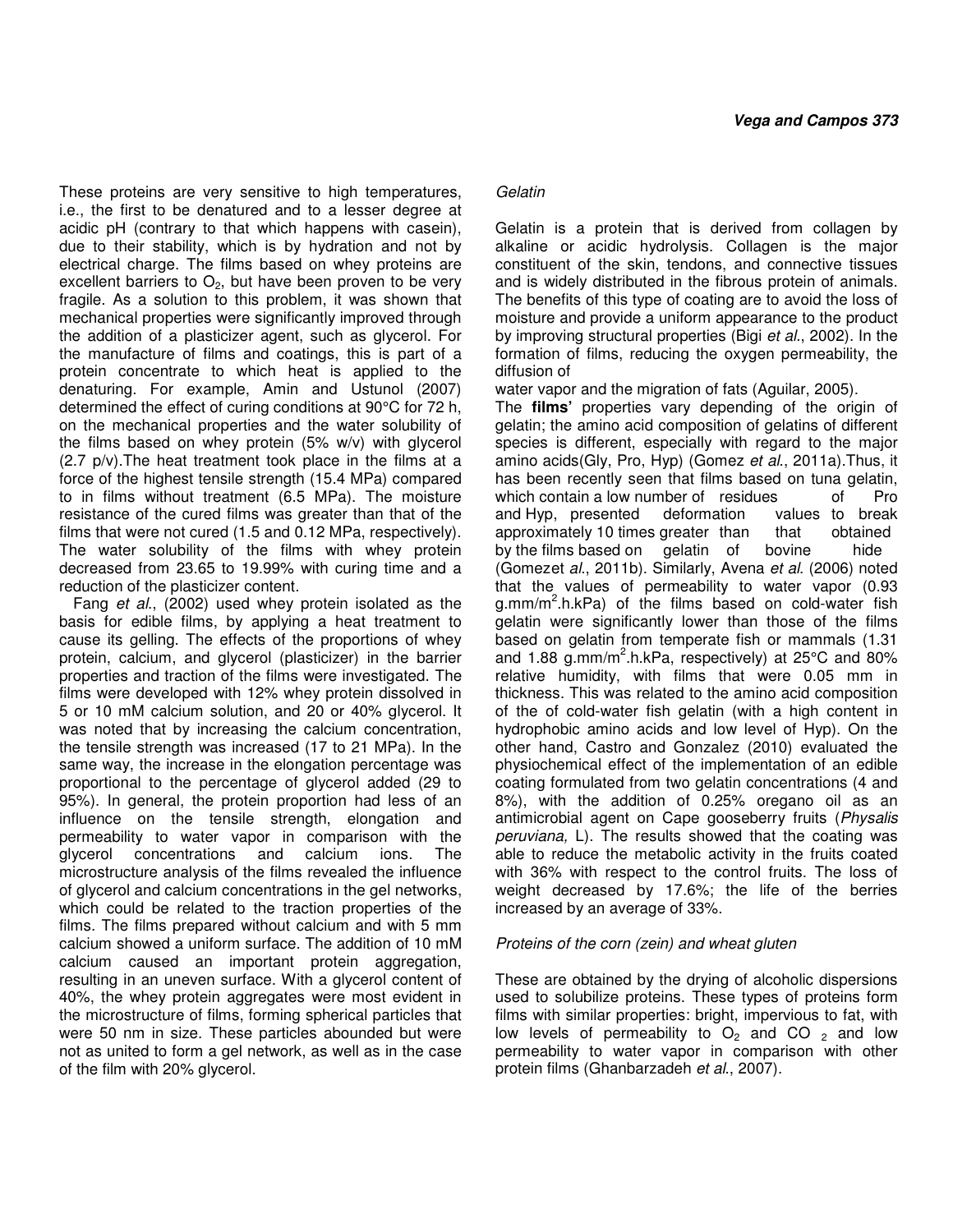These proteins are very sensitive to high temperatures, i.e., the first to be denatured and to a lesser degree at acidic pH (contrary to that which happens with casein), due to their stability, which is by hydration and not by electrical charge. The films based on whey proteins are excellent barriers to $O_2$, but have been proven to be very fragile. As a solution to this problem, it was shown that mechanical properties were significantly improved through the addition of a plasticizer agent, such as glycerol. For the manufacture of films and coatings, this is part of a protein concentrate to which heat is applied to the denaturing. For example, Amin and Ustunol (2007) determined the effect of curing conditions at 90°C for 72 h, on the mechanical properties and the water solubility of the films based on whey protein (5% w/v) with glycerol (2.7 p/v).The heat treatment took place in the films at a force of the highest tensile strength (15.4 MPa) compared to in films without treatment (6.5 MPa). The moisture resistance of the cured films was greater than that of the films that were not cured (1.5 and 0.12 MPa, respectively). The water solubility of the films with whey protein decreased from 23.65 to 19.99% with curing time and a reduction of the plasticizer content.

Fang *et al*., (2002) used whey protein isolated as the basis for edible films, by applying a heat treatment to cause its gelling. The effects of the proportions of whey protein, calcium, and glycerol (plasticizer) in the barrier properties and traction of the films were investigated. The films were developed with 12% whey protein dissolved in 5 or 10 mM calcium solution, and 20 or 40% glycerol. It was noted that by increasing the calcium concentration, the tensile strength was increased (17 to 21 MPa). In the same way, the increase in the elongation percentage was proportional to the percentage of glycerol added (29 to 95%). In general, the protein proportion had less of an influence on the tensile strength, elongation and permeability to water vapor in comparison with the glycerol concentrations and calcium ions. The microstructure analysis of the films revealed the influence of glycerol and calcium concentrations in the gel networks, which could be related to the traction properties of the films. The films prepared without calcium and with 5 mm calcium showed a uniform surface. The addition of 10 mM calcium caused an important protein aggregation, resulting in an uneven surface. With a glycerol content of 40%, the whey protein aggregates were most evident in the microstructure of films, forming spherical particles that were 50 nm in size. These particles abounded but were not as united to form a gel network, as well as in the case of the film with 20% glycerol.

*Gelatin*

Gelatin is a protein that is derived from collagen by alkaline or acidic hydrolysis. Collagen is the major constituent of the skin, tendons, and connective tissues and is widely distributed in the fibrous protein of animals. The benefits of this type of coating are to avoid the loss of moisture and provide a uniform appearance to the product by improving structural properties (Bigi *et al*., 2002). In the formation of films, reducing the oxygen permeability, the diffusion of water vapor and the migration of fats (Aguilar, 2005).

The **films'** properties vary depending of the origin of gelatin; the amino acid composition of gelatins of different species is different, especially with regard to the major amino acids(Gly, Pro, Hyp) (Gomez *et al*., 2011a).Thus, it has been recently seen that films based on tuna gelatin, which contain a low number of residues of Pro and Hyp, presented deformation values to break approximately 10 times greater than that obtained by the films based on gelatin of bovine hide (Gomezet *al*., 2011b). Similarly, Avena *et al*. (2006) noted that the values of permeability to water vapor (0.93 $g.mm/m^2.h.kPa$) of the films based on cold-water fish gelatin were significantly lower than those of the films based on gelatin from temperate fish or mammals (1.31 and 1.88 $g.mm/m^2.h.kPa$, respectively) at 25°C and 80% relative humidity, with films that were 0.05 mm in thickness. This was related to the amino acid composition of the of cold-water fish gelatin (with a high content in hydrophobic amino acids and low level of Hyp). On the other hand, Castro and Gonzalez (2010) evaluated the physiochemical effect of the implementation of an edible coating formulated from two gelatin concentrations (4 and 8%), with the addition of 0.25% oregano oil as an antimicrobial agent on Cape gooseberry fruits (*Physalis peruviana,* L). The results showed that the coating was able to reduce the metabolic activity in the fruits coated with 36% with respect to the control fruits. The loss of weight decreased by 17.6%; the life of the berries increased by an average of 33%.

*Proteins of the corn (zein) and wheat gluten*

These are obtained by the drying of alcoholic dispersions used to solubilize proteins. These types of proteins form films with similar properties: bright, impervious to fat, with low levels of permeability to $O_2$ and $CO_2$ and low permeability to water vapor in comparison with other protein films (Ghanbarzadeh *et al*., 2007).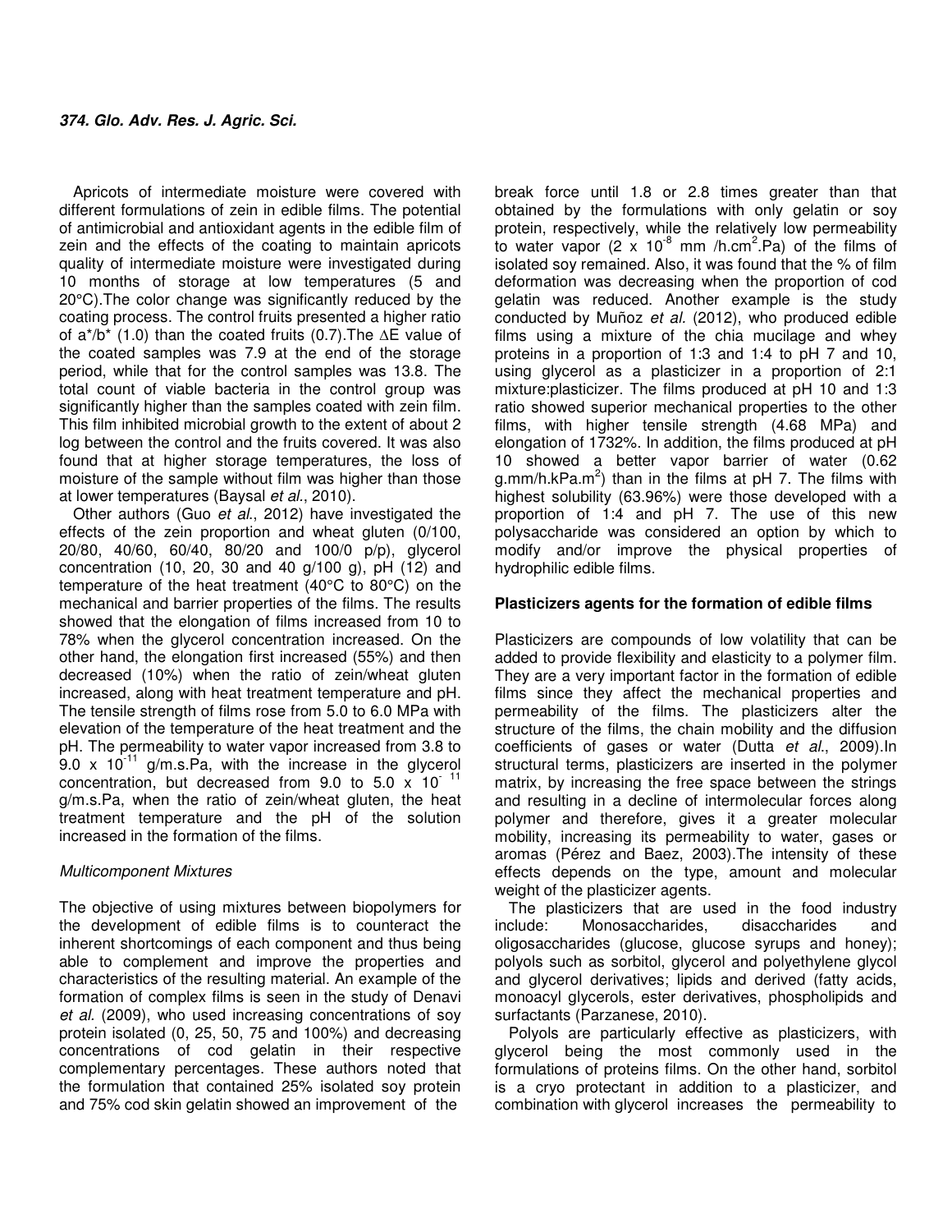Apricots of intermediate moisture were covered with different formulations of zein in edible films. The potential of antimicrobial and antioxidant agents in the edible film of zein and the effects of the coating to maintain apricots quality of intermediate moisture were investigated during 10 months of storage at low temperatures (5 and 20°C).The color change was significantly reduced by the coating process. The control fruits presented a higher ratio of a*/b* (1.0) than the coated fruits (0.7).The ∆E value of the coated samples was 7.9 at the end of the storage period, while that for the control samples was 13.8. The total count of viable bacteria in the control group was significantly higher than the samples coated with zein film. This film inhibited microbial growth to the extent of about 2 log between the control and the fruits covered. It was also found that at higher storage temperatures, the loss of moisture of the sample without film was higher than those at lower temperatures (Baysal *et al*., 2010).

Other authors (Guo *et al*., 2012) have investigated the effects of the zein proportion and wheat gluten (0/100, 20/80, 40/60, 60/40, 80/20 and 100/0 p/p), glycerol concentration (10, 20, 30 and 40 g/100 g), pH (12) and temperature of the heat treatment (40°C to 80°C) on the mechanical and barrier properties of the films. The results showed that the elongation of films increased from 10 to 78% when the glycerol concentration increased. On the other hand, the elongation first increased (55%) and then decreased (10%) when the ratio of zein/wheat gluten increased, along with heat treatment temperature and pH. The tensile strength of films rose from 5.0 to 6.0 MPa with elevation of the temperature of the heat treatment and the pH. The permeability to water vapor increased from 3.8 to 9.0 x $10^{-11}$ g/m.s.Pa, with the increase in the glycerol concentration, but decreased from 9.0 to 5.0 x $10^{-11}$ g/m.s.Pa, when the ratio of zein/wheat gluten, the heat treatment temperature and the pH of the solution increased in the formation of the films.

*Multicomponent Mixtures*

The objective of using mixtures between biopolymers for the development of edible films is to counteract the inherent shortcomings of each component and thus being able to complement and improve the properties and characteristics of the resulting material. An example of the formation of complex films is seen in the study of Denavi *et al.* (2009), who used increasing concentrations of soy protein isolated (0, 25, 50, 75 and 100%) and decreasing concentrations of cod gelatin in their respective complementary percentages. These authors noted that the formulation that contained 25% isolated soy protein and 75% cod skin gelatin showed an improvement of the break force until 1.8 or 2.8 times greater than that obtained by the formulations with only gelatin or soy protein, respectively, while the relatively low permeability to water vapor (2 x $10^{-8}$ mm /h.cm$^2$.Pa) of the films of isolated soy remained. Also, it was found that the % of film deformation was decreasing when the proportion of cod gelatin was reduced. Another example is the study conducted by Muñoz *et al.* (2012), who produced edible films using a mixture of the chia mucilage and whey proteins in a proportion of 1:3 and 1:4 to pH 7 and 10, using glycerol as a plasticizer in a proportion of 2:1 mixture:plasticizer. The films produced at pH 10 and 1:3 ratio showed superior mechanical properties to the other films, with higher tensile strength (4.68 MPa) and elongation of 1732%. In addition, the films produced at pH 10 showed a better vapor barrier of water (0.62 g.mm/h.kPa.m$^2$) than in the films at pH 7. The films with highest solubility (63.96%) were those developed with a proportion of 1:4 and pH 7. The use of this new polysaccharide was considered an option by which to modify and/or improve the physical properties of hydrophilic edible films.

**Plasticizers agents for the formation of edible films**

Plasticizers are compounds of low volatility that can be added to provide flexibility and elasticity to a polymer film. They are a very important factor in the formation of edible films since they affect the mechanical properties and permeability of the films. The plasticizers alter the structure of the films, the chain mobility and the diffusion coefficients of gases or water (Dutta *et al*., 2009).In structural terms, plasticizers are inserted in the polymer matrix, by increasing the free space between the strings and resulting in a decline of intermolecular forces along polymer and therefore, gives it a greater molecular mobility, increasing its permeability to water, gases or aromas (Pérez and Baez, 2003).The intensity of these effects depends on the type, amount and molecular weight of the plasticizer agents.

The plasticizers that are used in the food industry include: Monosaccharides, disaccharides and oligosaccharides (glucose, glucose syrups and honey); polyols such as sorbitol, glycerol and polyethylene glycol and glycerol derivatives; lipids and derived (fatty acids, monoacyl glycerols, ester derivatives, phospholipids and surfactants (Parzanese, 2010).

Polyols are particularly effective as plasticizers, with glycerol being the most commonly used in the formulations of proteins films. On the other hand, sorbitol is a cryo protectant in addition to a plasticizer, and combination with glycerol increases the permeability to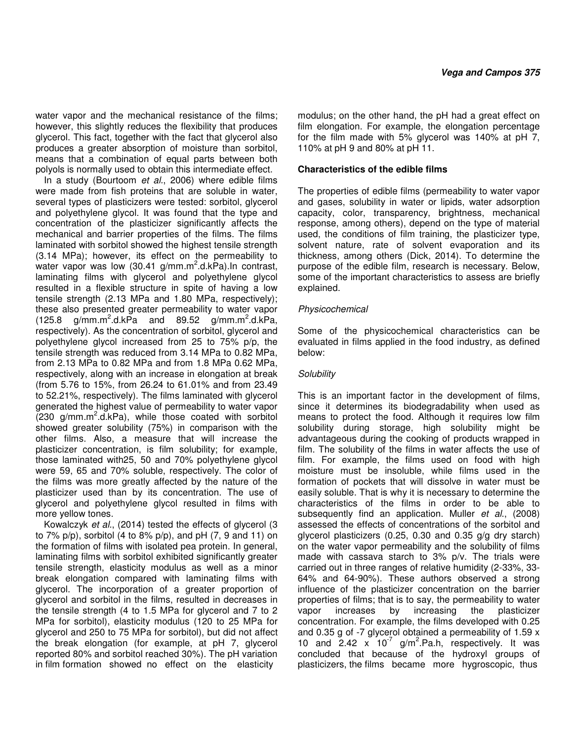water vapor and the mechanical resistance of the films; however, this slightly reduces the flexibility that produces glycerol. This fact, together with the fact that glycerol also produces a greater absorption of moisture than sorbitol, means that a combination of equal parts between both polyols is normally used to obtain this intermediate effect.

In a study (Bourtoom *et al*., 2006) where edible films were made from fish proteins that are soluble in water, several types of plasticizers were tested: sorbitol, glycerol and polyethylene glycol. It was found that the type and concentration of the plasticizer significantly affects the mechanical and barrier properties of the films. The films laminated with sorbitol showed the highest tensile strength (3.14 MPa); however, its effect on the permeability to water vapor was low (30.41 g/mm.m$^2$.d.kPa).In contrast, laminating films with glycerol and polyethylene glycol resulted in a flexible structure in spite of having a low tensile strength (2.13 MPa and 1.80 MPa, respectively); these also presented greater permeability to water vapor (125.8 g/mm.m$^2$.d.kPa and 89.52 g/mm.m$^2$.d.kPa, respectively). As the concentration of sorbitol, glycerol and polyethylene glycol increased from 25 to 75% p/p, the tensile strength was reduced from 3.14 MPa to 0.82 MPa, from 2.13 MPa to 0.82 MPa and from 1.8 MPa 0.62 MPa, respectively, along with an increase in elongation at break (from 5.76 to 15%, from 26.24 to 61.01% and from 23.49 to 52.21%, respectively). The films laminated with glycerol generated the highest value of permeability to water vapor (230 g/mm.m$^2$.d.kPa), while those coated with sorbitol showed greater solubility (75%) in comparison with the other films. Also, a measure that will increase the plasticizer concentration, is film solubility; for example, those laminated with25, 50 and 70% polyethylene glycol were 59, 65 and 70% soluble, respectively. The color of the films was more greatly affected by the nature of the plasticizer used than by its concentration. The use of glycerol and polyethylene glycol resulted in films with more yellow tones.

Kowalczyk *et al*., (2014) tested the effects of glycerol (3 to 7% p/p), sorbitol (4 to 8% p/p), and pH (7, 9 and 11) on the formation of films with isolated pea protein. In general, laminating films with sorbitol exhibited significantly greater tensile strength, elasticity modulus as well as a minor break elongation compared with laminating films with glycerol. The incorporation of a greater proportion of glycerol and sorbitol in the films, resulted in decreases in the tensile strength (4 to 1.5 MPa for glycerol and 7 to 2 MPa for sorbitol), elasticity modulus (120 to 25 MPa for glycerol and 250 to 75 MPa for sorbitol), but did not affect the break elongation (for example, at pH 7, glycerol reported 80% and sorbitol reached 30%). The pH variation in film formation showed no effect on the elasticity modulus; on the other hand, the pH had a great effect on film elongation. For example, the elongation percentage for the film made with 5% glycerol was 140% at pH 7, 110% at pH 9 and 80% at pH 11.

## Characteristics of the edible films

The properties of edible films (permeability to water vapor and gases, solubility in water or lipids, water adsorption capacity, color, transparency, brightness, mechanical response, among others), depend on the type of material used, the conditions of film training, the plasticizer type, solvent nature, rate of solvent evaporation and its thickness, among others (Dick, 2014). To determine the purpose of the edible film, research is necessary. Below, some of the important characteristics to assess are briefly explained.

### *Physicochemical*

Some of the physicochemical characteristics can be evaluated in films applied in the food industry, as defined below:

#### *Solubility*

This is an important factor in the development of films, since it determines its biodegradability when used as means to protect the food. Although it requires low film solubility during storage, high solubility might be advantageous during the cooking of products wrapped in film. The solubility of the films in water affects the use of film. For example, the films used on food with high moisture must be insoluble, while films used in the formation of pockets that will dissolve in water must be easily soluble. That is why it is necessary to determine the characteristics of the films in order to be able to subsequently find an application. Muller *et al*., (2008) assessed the effects of concentrations of the sorbitol and glycerol plasticizers (0.25, 0.30 and 0.35 g/g dry starch) on the water vapor permeability and the solubility of films made with cassava starch to 3% p/v. The trials were carried out in three ranges of relative humidity (2-33%, 33-64% and 64-90%). These authors observed a strong influence of the plasticizer concentration on the barrier properties of films; that is to say, the permeability to water vapor increases by increasing the plasticizer concentration. For example, the films developed with 0.25 and 0.35 g of glycerol obtained a permeability of $1.59 \times 10^{-7}$ and $2.42 \times 10^{-7}$ g/m$^2$.Pa.h, respectively. It was concluded that because of the hydroxyl groups of plasticizers, the films became more hygroscopic, thus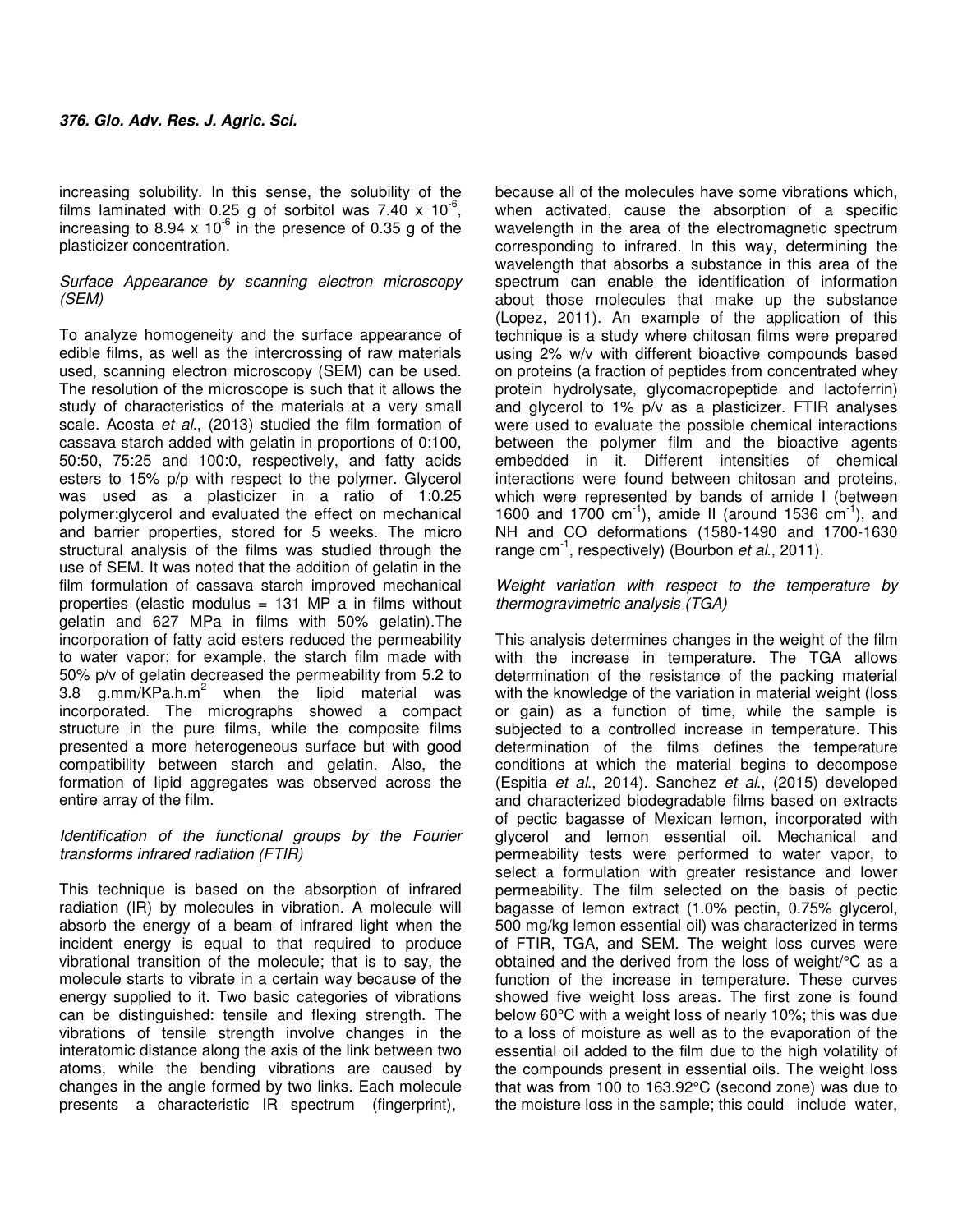increasing solubility. In this sense, the solubility of the films laminated with 0.25 g of sorbitol was 7.40 x $10^{-6}$, increasing to 8.94 x $10^{-6}$ in the presence of 0.35 g of the plasticizer concentration.

*Surface Appearance by scanning electron microscopy (SEM)*

To analyze homogeneity and the surface appearance of edible films, as well as the intercrossing of raw materials used, scanning electron microscopy (SEM) can be used. The resolution of the microscope is such that it allows the study of characteristics of the materials at a very small scale. Acosta *et al*., (2013) studied the film formation of cassava starch added with gelatin in proportions of 0:100, 50:50, 75:25 and 100:0, respectively, and fatty acids esters to 15% p/p with respect to the polymer. Glycerol was used as a plasticizer in a ratio of 1:0.25 polymer:glycerol and evaluated the effect on mechanical and barrier properties, stored for 5 weeks. The micro structural analysis of the films was studied through the use of SEM. It was noted that the addition of gelatin in the film formulation of cassava starch improved mechanical properties (elastic modulus = 131 MP a in films without gelatin and 627 MPa in films with 50% gelatin).The incorporation of fatty acid esters reduced the permeability to water vapor; for example, the starch film made with 50% p/v of gelatin decreased the permeability from 5.2 to 3.8 g.mm/KPa.h.$m^2$ when the lipid material was incorporated. The micrographs showed a compact structure in the pure films, while the composite films presented a more heterogeneous surface but with good compatibility between starch and gelatin. Also, the formation of lipid aggregates was observed across the entire array of the film.

*Identification of the functional groups by the Fourier transforms infrared radiation (FTIR)*

This technique is based on the absorption of infrared radiation (IR) by molecules in vibration. A molecule will absorb the energy of a beam of infrared light when the incident energy is equal to that required to produce vibrational transition of the molecule; that is to say, the molecule starts to vibrate in a certain way because of the energy supplied to it. Two basic categories of vibrations can be distinguished: tensile and flexing strength. The vibrations of tensile strength involve changes in the interatomic distance along the axis of the link between two atoms, while the bending vibrations are caused by changes in the angle formed by two links. Each molecule presents a characteristic IR spectrum (fingerprint), because all of the molecules have some vibrations which, when activated, cause the absorption of a specific wavelength in the area of the electromagnetic spectrum corresponding to infrared. In this way, determining the wavelength that absorbs a substance in this area of the spectrum can enable the identification of information about those molecules that make up the substance (Lopez, 2011). An example of the application of this technique is a study where chitosan films were prepared using 2% w/v with different bioactive compounds based on proteins (a fraction of peptides from concentrated whey protein hydrolysate, glycomacropeptide and lactoferrin) and glycerol to 1% p/v as a plasticizer. FTIR analyses were used to evaluate the possible chemical interactions between the polymer film and the bioactive agents embedded in it. Different intensities of chemical interactions were found between chitosan and proteins, which were represented by bands of amide I (between 1600 and 1700 $cm^{-1}$), amide II (around 1536 $cm^{-1}$), and NH and CO deformations (1580-1490 and 1700-1630 range $cm^{-1}$, respectively) (Bourbon *et al*., 2011).

*Weight variation with respect to the temperature by thermogravimetric analysis (TGA)*

This analysis determines changes in the weight of the film with the increase in temperature. The TGA allows determination of the resistance of the packing material with the knowledge of the variation in material weight (loss or gain) as a function of time, while the sample is subjected to a controlled increase in temperature. This determination of the films defines the temperature conditions at which the material begins to decompose (Espitia *et al*., 2014). Sanchez *et al*., (2015) developed and characterized biodegradable films based on extracts of pectic bagasse of Mexican lemon, incorporated with glycerol and lemon essential oil. Mechanical and permeability tests were performed to water vapor, to select a formulation with greater resistance and lower permeability. The film selected on the basis of pectic bagasse of lemon extract (1.0% pectin, 0.75% glycerol, 500 mg/kg lemon essential oil) was characterized in terms of FTIR, TGA, and SEM. The weight loss curves were obtained and the derived from the loss of weight/°C as a function of the increase in temperature. These curves showed five weight loss areas. The first zone is found below 60°C with a weight loss of nearly 10%; this was due to a loss of moisture as well as to the evaporation of the essential oil added to the film due to the high volatility of the compounds present in essential oils. The weight loss that was from 100 to 163.92°C (second zone) was due to the moisture loss in the sample; this could include water,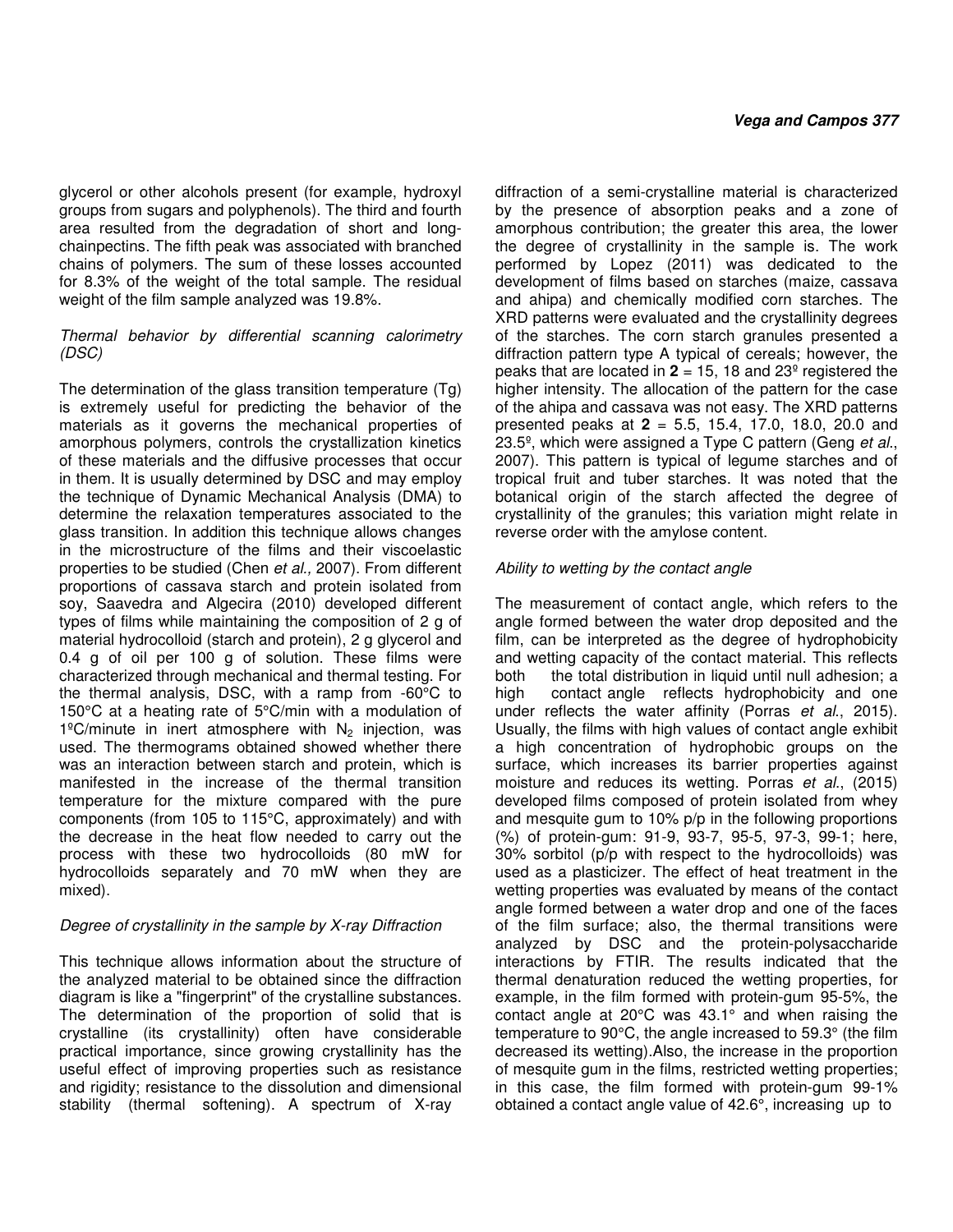glycerol or other alcohols present (for example, hydroxyl groups from sugars and polyphenols). The third and fourth area resulted from the degradation of short and long-chainpectins. The fifth peak was associated with branched chains of polymers. The sum of these losses accounted for 8.3% of the weight of the total sample. The residual weight of the film sample analyzed was 19.8%.

*Thermal behavior by differential scanning calorimetry (DSC)*

The determination of the glass transition temperature (Tg) is extremely useful for predicting the behavior of the materials as it governs the mechanical properties of amorphous polymers, controls the crystallization kinetics of these materials and the diffusive processes that occur in them. It is usually determined by DSC and may employ the technique of Dynamic Mechanical Analysis (DMA) to determine the relaxation temperatures associated to the glass transition. In addition this technique allows changes in the microstructure of the films and their viscoelastic properties to be studied (Chen *et al.,* 2007). From different proportions of cassava starch and protein isolated from soy, Saavedra and Algecira (2010) developed different types of films while maintaining the composition of 2 g of material hydrocolloid (starch and protein), 2 g glycerol and 0.4 g of oil per 100 g of solution. These films were characterized through mechanical and thermal testing. For the thermal analysis, DSC, with a ramp from -60°C to 150°C at a heating rate of 5°C/min with a modulation of 1ºC/minute in inert atmosphere with $N_2$ injection, was used. The thermograms obtained showed whether there was an interaction between starch and protein, which is manifested in the increase of the thermal transition temperature for the mixture compared with the pure components (from 105 to 115°C, approximately) and with the decrease in the heat flow needed to carry out the process with these two hydrocolloids (80 mW for hydrocolloids separately and 70 mW when they are mixed).

*Degree of crystallinity in the sample by X-ray Diffraction*

This technique allows information about the structure of the analyzed material to be obtained since the diffraction diagram is like a "fingerprint" of the crystalline substances. The determination of the proportion of solid that is crystalline (its crystallinity) often have considerable practical importance, since growing crystallinity has the useful effect of improving properties such as resistance and rigidity; resistance to the dissolution and dimensional stability (thermal softening). A spectrum of X-ray diffraction of a semi-crystalline material is characterized by the presence of absorption peaks and a zone of amorphous contribution; the greater this area, the lower the degree of crystallinity in the sample is. The work performed by Lopez (2011) was dedicated to the development of films based on starches (maize, cassava and ahipa) and chemically modified corn starches. The XRD patterns were evaluated and the crystallinity degrees of the starches. The corn starch granules presented a diffraction pattern type A typical of cereals; however, the peaks that are located in **2** = 15, 18 and 23º registered the higher intensity. The allocation of the pattern for the case of the ahipa and cassava was not easy. The XRD patterns presented peaks at **2** = 5.5, 15.4, 17.0, 18.0, 20.0 and 23.5º, which were assigned a Type C pattern (Geng *et al*., 2007). This pattern is typical of legume starches and of tropical fruit and tuber starches. It was noted that the botanical origin of the starch affected the degree of crystallinity of the granules; this variation might relate in reverse order with the amylose content.

*Ability to wetting by the contact angle*

The measurement of contact angle, which refers to the angle formed between the water drop deposited and the film, can be interpreted as the degree of hydrophobicity and wetting capacity of the contact material. This reflects both the total distribution in liquid until null adhesion; a high contact angle reflects hydrophobicity and one under reflects the water affinity (Porras *et al*., 2015). Usually, the films with high values of contact angle exhibit a high concentration of hydrophobic groups on the surface, which increases its barrier properties against moisture and reduces its wetting. Porras *et al*., (2015) developed films composed of protein isolated from whey and mesquite gum to 10% p/p in the following proportions (%) of protein-gum: 91-9, 93-7, 95-5, 97-3, 99-1; here, 30% sorbitol (p/p with respect to the hydrocolloids) was used as a plasticizer. The effect of heat treatment in the wetting properties was evaluated by means of the contact angle formed between a water drop and one of the faces of the film surface; also, the thermal transitions were analyzed by DSC and the protein-polysaccharide interactions by FTIR. The results indicated that the thermal denaturation reduced the wetting properties, for example, in the film formed with protein-gum 95-5%, the contact angle at 20°C was 43.1° and when raising the temperature to 90°C, the angle increased to 59.3° (the film decreased its wetting).Also, the increase in the proportion of mesquite gum in the films, restricted wetting properties; in this case, the film formed with protein-gum 99-1% obtained a contact angle value of 42.6°, increasing up to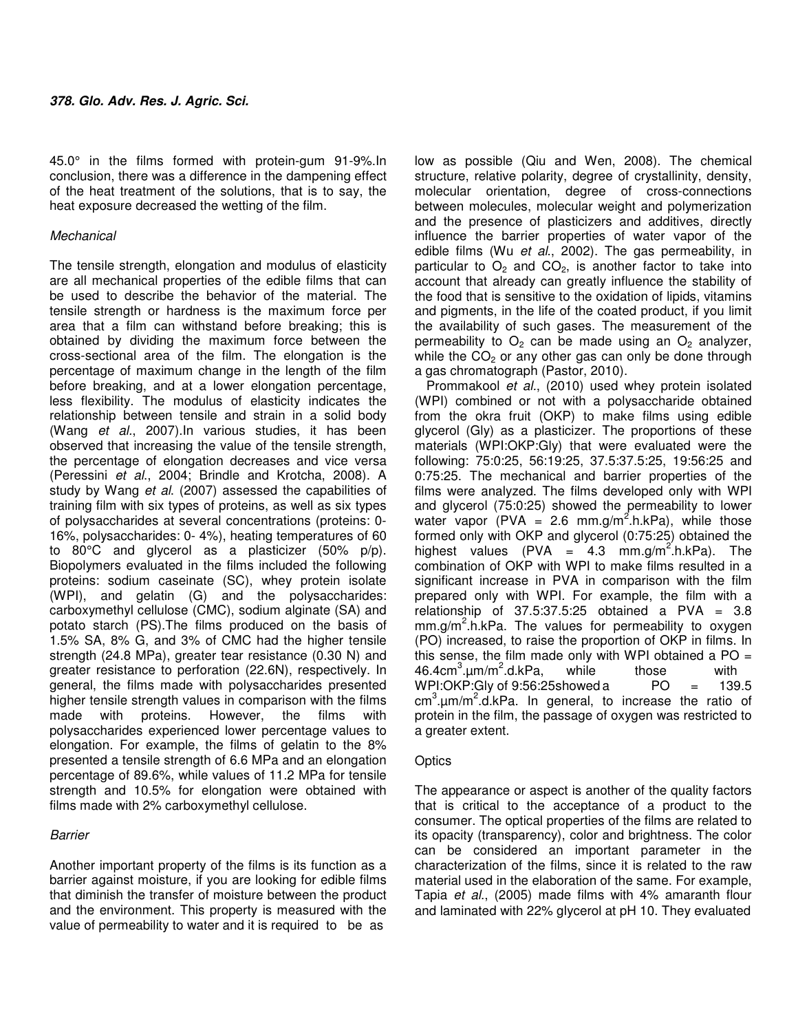45.0° in the films formed with protein-gum 91-9%.In conclusion, there was a difference in the dampening effect of the heat treatment of the solutions, that is to say, the heat exposure decreased the wetting of the film.

### *Mechanical*

The tensile strength, elongation and modulus of elasticity are all mechanical properties of the edible films that can be used to describe the behavior of the material. The tensile strength or hardness is the maximum force per area that a film can withstand before breaking; this is obtained by dividing the maximum force between the cross-sectional area of the film. The elongation is the percentage of maximum change in the length of the film before breaking, and at a lower elongation percentage, less flexibility. The modulus of elasticity indicates the relationship between tensile and strain in a solid body (Wang *et al*., 2007).In various studies, it has been observed that increasing the value of the tensile strength, the percentage of elongation decreases and vice versa (Peressini *et al*., 2004; Brindle and Krotcha, 2008). A study by Wang *et al.* (2007) assessed the capabilities of training film with six types of proteins, as well as six types of polysaccharides at several concentrations (proteins: 0-16%, polysaccharides: 0- 4%), heating temperatures of 60 to 80°C and glycerol as a plasticizer (50% p/p). Biopolymers evaluated in the films included the following proteins: sodium caseinate (SC), whey protein isolate (WPI), and gelatin (G) and the polysaccharides: carboxymethyl cellulose (CMC), sodium alginate (SA) and potato starch (PS).The films produced on the basis of 1.5% SA, 8% G, and 3% of CMC had the higher tensile strength (24.8 MPa), greater tear resistance (0.30 N) and greater resistance to perforation (22.6N), respectively. In general, the films made with polysaccharides presented higher tensile strength values in comparison with the films made with proteins. However, the films with polysaccharides experienced lower percentage values to elongation. For example, the films of gelatin to the 8% presented a tensile strength of 6.6 MPa and an elongation percentage of 89.6%, while values of 11.2 MPa for tensile strength and 10.5% for elongation were obtained with films made with 2% carboxymethyl cellulose.

### *Barrier*

Another important property of the films is its function as a barrier against moisture, if you are looking for edible films that diminish the transfer of moisture between the product and the environment. This property is measured with the value of permeability to water and it is required to be as low as possible (Qiu and Wen, 2008). The chemical structure, relative polarity, degree of crystallinity, density, molecular orientation, degree of cross-connections between molecules, molecular weight and polymerization and the presence of plasticizers and additives, directly influence the barrier properties of water vapor of the edible films (Wu *et al*., 2002). The gas permeability, in particular to $O_2$ and $CO_2$, is another factor to take into account that already can greatly influence the stability of the food that is sensitive to the oxidation of lipids, vitamins and pigments, in the life of the coated product, if you limit the availability of such gases. The measurement of the permeability to $O_2$ can be made using an $O_2$ analyzer, while the $CO_2$ or any other gas can only be done through a gas chromatograph (Pastor, 2010).

Prommakool *et al*., (2010) used whey protein isolated (WPI) combined or not with a polysaccharide obtained from the okra fruit (OKP) to make films using edible glycerol (Gly) as a plasticizer. The proportions of these materials (WPI:OKP:Gly) that were evaluated were the following: 75:0:25, 56:19:25, 37.5:37.5:25, 19:56:25 and 0:75:25. The mechanical and barrier properties of the films were analyzed. The films developed only with WPI and glycerol (75:0:25) showed the permeability to lower water vapor (PVA = 2.6 mm.g/m$^2$.h.kPa), while those formed only with OKP and glycerol (0:75:25) obtained the highest values (PVA = 4.3 mm.g/m$^2$.h.kPa). The combination of OKP with WPI to make films resulted in a significant increase in PVA in comparison with the film prepared only with WPI. For example, the film with a relationship of 37.5:37.5:25 obtained a PVA = 3.8 mm.g/m$^2$.h.kPa. The values for permeability to oxygen (PO) increased, to raise the proportion of OKP in films. In this sense, the film made only with WPI obtained a PO = 46.4cm$^3$.µm/m$^2$.d.kPa, while those with WPI:OKP:Gly of 9:56:25showed a PO = 139.5 cm$^3$.µm/m$^2$.d.kPa. In general, to increase the ratio of protein in the film, the passage of oxygen was restricted to a greater extent.

### Optics

The appearance or aspect is another of the quality factors that is critical to the acceptance of a product to the consumer. The optical properties of the films are related to its opacity (transparency), color and brightness. The color can be considered an important parameter in the characterization of the films, since it is related to the raw material used in the elaboration of the same. For example, Tapia *et al*., (2005) made films with 4% amaranth flour and laminated with 22% glycerol at pH 10. They evaluated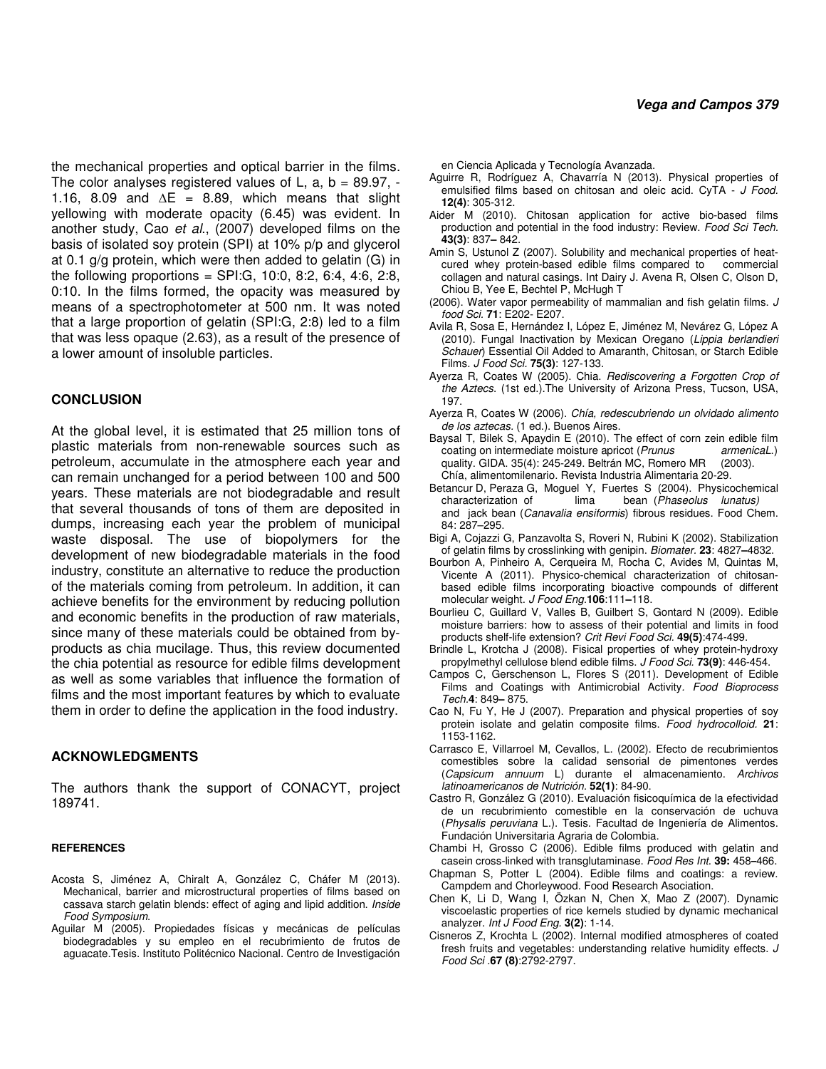the mechanical properties and optical barrier in the films. The color analyses registered values of L, a, b = 89.97, -1.16, 8.09 and $\Delta E$ = 8.89, which means that slight yellowing with moderate opacity (6.45) was evident. In another study, Cao *et al*., (2007) developed films on the basis of isolated soy protein (SPI) at 10% p/p and glycerol at 0.1 g/g protein, which were then added to gelatin (G) in the following proportions = SPI:G, 10:0, 8:2, 6:4, 4:6, 2:8, 0:10. In the films formed, the opacity was measured by means of a spectrophotometer at 500 nm. It was noted that a large proportion of gelatin (SPI:G, 2:8) led to a film that was less opaque (2.63), as a result of the presence of a lower amount of insoluble particles.

## CONCLUSION

At the global level, it is estimated that 25 million tons of plastic materials from non-renewable sources such as petroleum, accumulate in the atmosphere each year and can remain unchanged for a period between 100 and 500 years. These materials are not biodegradable and result that several thousands of tons of them are deposited in dumps, increasing each year the problem of municipal waste disposal. The use of biopolymers for the development of new biodegradable materials in the food industry, constitute an alternative to reduce the production of the materials coming from petroleum. In addition, it can achieve benefits for the environment by reducing pollution and economic benefits in the production of raw materials, since many of these materials could be obtained from by-products as chia mucilage. Thus, this review documented the chia potential as resource for edible films development as well as some variables that influence the formation of films and the most important features by which to evaluate them in order to define the application in the food industry.

## ACKNOWLEDGMENTS

The authors thank the support of CONACYT, project 189741.

### REFERENCES

Acosta S, Jiménez A, Chiralt A, González C, Cháfer M (2013). Mechanical, barrier and microstructural properties of films based on cassava starch gelatin blends: effect of aging and lipid addition. *Inside Food Symposium.*

Aguilar M (2005). Propiedades físicas y mecánicas de películas biodegradables y su empleo en el recubrimiento de frutos de aguacate.Tesis. Instituto Politécnico Nacional. Centro de Investigación en Ciencia Aplicada y Tecnología Avanzada.

Aguirre R, Rodríguez A, Chavarría N (2013). Physical properties of emulsified films based on chitosan and oleic acid. CyTA - *J Food.* **12(4)**: 305-312.

Aider M (2010). Chitosan application for active bio-based films production and potential in the food industry: Review. *Food Sci Tech.* **43(3)**: 837– 842.

Amin S, Ustunol Z (2007). Solubility and mechanical properties of heat-cured whey protein-based edible films compared to commercial collagen and natural casings. Int Dairy J. Avena R, Olsen C, Olson D, Chiou B, Yee E, Bechtel P, McHugh T

(2006). Water vapor permeability of mammalian and fish gelatin films. *J food Sci.* **71**: E202- E207.

Avila R, Sosa E, Hernández I, López E, Jiménez M, Nevárez G, López A (2010). Fungal Inactivation by Mexican Oregano (*Lippia berlandieri Schauer*) Essential Oil Added to Amaranth, Chitosan, or Starch Edible Films. *J Food Sci.* **75(3)**: 127-133.

Ayerza R, Coates W (2005). Chia. *Rediscovering a Forgotten Crop of the Aztecs.* (1st ed.).The University of Arizona Press, Tucson, USA, 197.

Ayerza R, Coates W (2006). *Chía, redescubriendo un olvidado alimento de los aztecas.* (1 ed.). Buenos Aires.

Baysal T, Bilek S, Apaydin E (2010). The effect of corn zein edible film coating on intermediate moisture apricot (*Prunus armenicaL.*) quality. GIDA. 35(4): 245-249. Beltrán MC, Romero MR (2003). Chía, alimentomilenario. Revista Industria Alimentaria 20-29.

Betancur D, Peraza G, Moguel Y, Fuertes S (2004). Physicochemical characterization of lima bean (*Phaseolus lunatus)* and jack bean (*Canavalia ensiformis*) fibrous residues. Food Chem. 84: 287–295.

Bigi A, Cojazzi G, Panzavolta S, Roveri N, Rubini K (2002). Stabilization of gelatin films by crosslinking with genipin. *Biomater.* **23**: 4827–4832.

Bourbon A, Pinheiro A, Cerqueira M, Rocha C, Avides M, Quintas M, Vicente A (2011). Physico-chemical characterization of chitosan-based edible films incorporating bioactive compounds of different molecular weight. *J Food Eng.***106**:111–118.

Bourlieu C, Guillard V, Valles B, Guilbert S, Gontard N (2009). Edible moisture barriers: how to assess of their potential and limits in food products shelf-life extension? *Crit Revi Food Sci.* **49(5)**:474-499.

Brindle L, Krotcha J (2008). Fisical properties of whey protein-hydroxy propylmethyl cellulose blend edible films. *J Food Sci.* **73(9)**: 446-454.

Campos C, Gerschenson L, Flores S (2011). Development of Edible Films and Coatings with Antimicrobial Activity. *Food Bioprocess Tech.***4**: 849– 875.

Cao N, Fu Y, He J (2007). Preparation and physical properties of soy protein isolate and gelatin composite films. *Food hydrocolloid.* **21**: 1153-1162.

Carrasco E, Villarroel M, Cevallos, L. (2002). Efecto de recubrimientos comestibles sobre la calidad sensorial de pimentones verdes (*Capsicum annuum* L) durante el almacenamiento. *Archivos latinoamericanos de Nutrición.* **52(1)**: 84-90.

Castro R, González G (2010). Evaluación fisicoquímica de la efectividad de un recubrimiento comestible en la conservación de uchuva (*Physalis peruviana* L.). Tesis. Facultad de Ingeniería de Alimentos. Fundación Universitaria Agraria de Colombia.

Chambi H, Grosso C (2006). Edible films produced with gelatin and casein cross-linked with transglutaminase. *Food Res Int.* **39:** 458–466.

Chapman S, Potter L (2004). Edible films and coatings: a review. Campdem and Chorleywood. Food Research Asociation.

Chen K, Li D, Wang I, Özkan N, Chen X, Mao Z (2007). Dynamic viscoelastic properties of rice kernels studied by dynamic mechanical analyzer. *Int J Food Eng.* **3(2)**: 1-14.

Cisneros Z, Krochta L (2002). Internal modified atmospheres of coated fresh fruits and vegetables: understanding relative humidity effects. *J Food Sci* .**67 (8)**:2792-2797.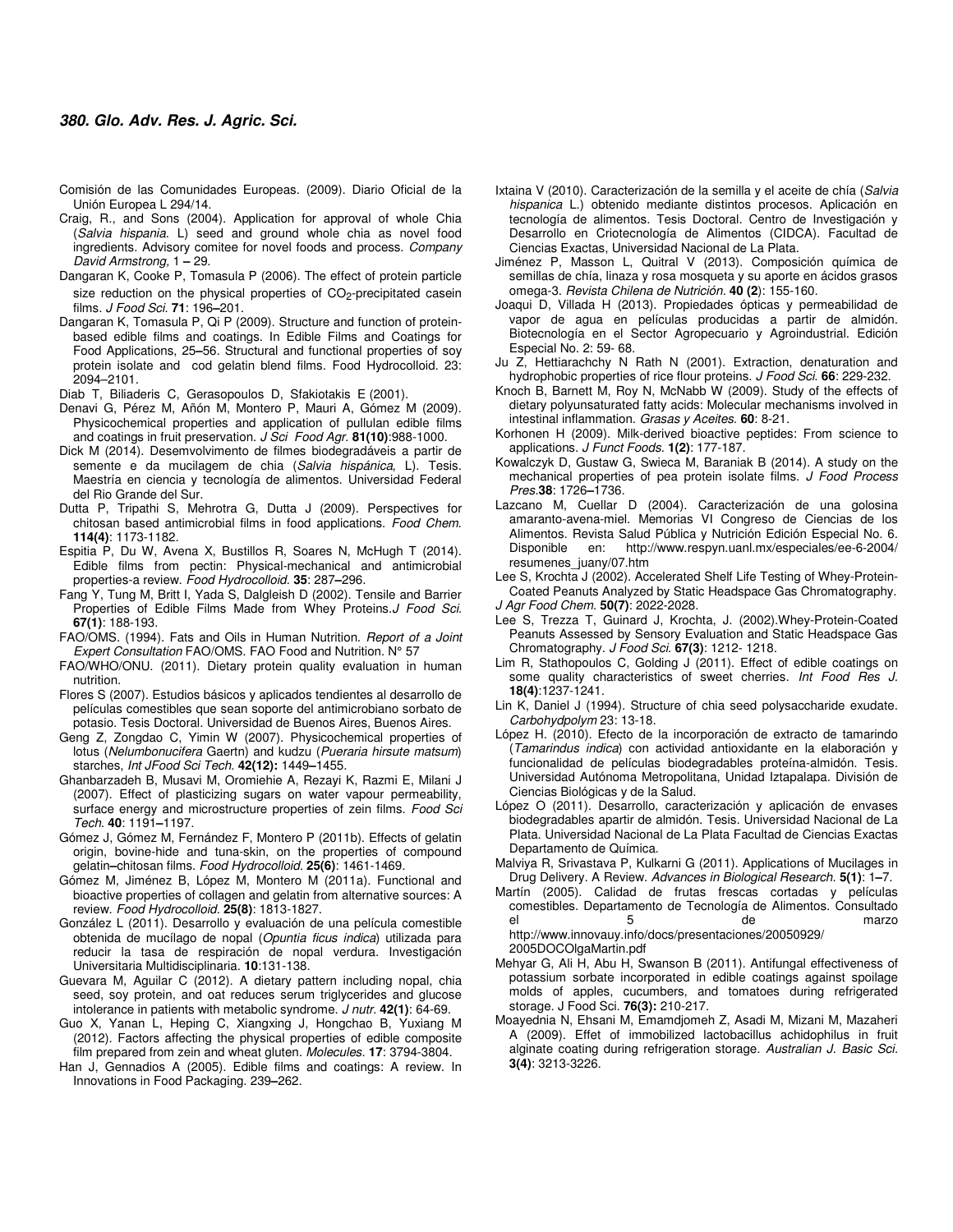Comisión de las Comunidades Europeas. (2009). Diario Oficial de la Unión Europea L 294/14.

Craig, R., and Sons (2004). Application for approval of whole Chia (*Salvia hispania*. L) seed and ground whole chia as novel food ingredients. Advisory comitee for novel foods and process. *Company David Armstrong,* 1 **–** 29.

Dangaran K, Cooke P, Tomasula P (2006). The effect of protein particle size reduction on the physical properties of $CO_2$-precipitated casein films. *J Food Sci.* **71**: 196**–**201.

Dangaran K, Tomasula P, Qi P (2009). Structure and function of protein-based edible films and coatings. In Edible Films and Coatings for Food Applications, 25**–**56. Structural and functional properties of soy protein isolate and cod gelatin blend films. Food Hydrocolloid. 23: 2094–2101.

Diab T, Biliaderis C, Gerasopoulos D, Sfakiotakis E (2001).

Denavi G, Pérez M, Añón M, Montero P, Mauri A, Gómez M (2009). Physicochemical properties and application of pullulan edible films and coatings in fruit preservation. *J Sci Food Agr.* **81(10)**:988-1000.

Dick M (2014). Desemvolvimento de filmes biodegradáveis a partir de semente e da mucilagem de chia (*Salvia hispánica*, L). Tesis. Maestría en ciencia y tecnología de alimentos. Universidad Federal del Rio Grande del Sur.

Dutta P, Tripathi S, Mehrotra G, Dutta J (2009). Perspectives for chitosan based antimicrobial films in food applications. *Food Chem.* **114(4)**: 1173-1182.

Espitia P, Du W, Avena X, Bustillos R, Soares N, McHugh T (2014). Edible films from pectin: Physical-mechanical and antimicrobial properties-a review. *Food Hydrocolloid.* **35**: 287**–**296.

Fang Y, Tung M, Britt I, Yada S, Dalgleish D (2002). Tensile and Barrier Properties of Edible Films Made from Whey Proteins.*J Food Sci.* **67(1)**: 188-193.

FAO/OMS. (1994). Fats and Oils in Human Nutrition. *Report of a Joint Expert Consultation* FAO/OMS. FAO Food and Nutrition. N° 57

FAO/WHO/ONU. (2011). Dietary protein quality evaluation in human nutrition.

Flores S (2007). Estudios básicos y aplicados tendientes al desarrollo de películas comestibles que sean soporte del antimicrobiano sorbato de potasio. Tesis Doctoral. Universidad de Buenos Aires, Buenos Aires.

Geng Z, Zongdao C, Yimin W (2007). Physicochemical properties of lotus (*Nelumbonucifera* Gaertn) and kudzu (*Pueraria hirsute matsum*) starches, *Int JFood Sci Tech.* **42(12):** 1449**–**1455.

Ghanbarzadeh B, Musavi M, Oromiehie A, Rezayi K, Razmi E, Milani J (2007). Effect of plasticizing sugars on water vapour permeability, surface energy and microstructure properties of zein films. *Food Sci Tech.* **40**: 1191**–**1197.

Gómez J, Gómez M, Fernández F, Montero P (2011b). Effects of gelatin origin, bovine-hide and tuna-skin, on the properties of compound gelatin**–**chitosan films. *Food Hydrocolloid.* **25(6)**: 1461-1469.

Gómez M, Jiménez B, López M, Montero M (2011a). Functional and bioactive properties of collagen and gelatin from alternative sources: A review. *Food Hydrocolloid.* **25(8)**: 1813-1827.

González L (2011). Desarrollo y evaluación de una película comestible obtenida de mucílago de nopal (*Opuntia ficus indica*) utilizada para reducir la tasa de respiración de nopal verdura. Investigación Universitaria Multidisciplinaria. **10**:131-138.

Guevara M, Aguilar C (2012). A dietary pattern including nopal, chia seed, soy protein, and oat reduces serum triglycerides and glucose intolerance in patients with metabolic syndrome. *J nutr.* **42(1)**: 64-69.

Guo X, Yanan L, Heping C, Xiangxing J, Hongchao B, Yuxiang M (2012). Factors affecting the physical properties of edible composite film prepared from zein and wheat gluten. *Molecules.* **17**: 3794-3804.

Han J, Gennadios A (2005). Edible films and coatings: A review. In Innovations in Food Packaging. 239**–**262.

Ixtaina V (2010). Caracterización de la semilla y el aceite de chía (*Salvia hispanica* L.) obtenido mediante distintos procesos. Aplicación en tecnología de alimentos. Tesis Doctoral. Centro de Investigación y Desarrollo en Criotecnología de Alimentos (CIDCA). Facultad de Ciencias Exactas, Universidad Nacional de La Plata.

Jiménez P, Masson L, Quitral V (2013). Composición química de semillas de chía, linaza y rosa mosqueta y su aporte en ácidos grasos omega-3. *Revista Chilena de Nutrición.* **40 (2**): 155-160.

Joaqui D, Villada H (2013). Propiedades ópticas y permeabilidad de vapor de agua en películas producidas a partir de almidón. Biotecnología en el Sector Agropecuario y Agroindustrial. Edición Especial No. 2: 59- 68.

Ju Z, Hettiarachchy N Rath N (2001). Extraction, denaturation and hydrophobic properties of rice flour proteins. *J Food Sci.* **66**: 229-232.

Knoch B, Barnett M, Roy N, McNabb W (2009). Study of the effects of dietary polyunsaturated fatty acids: Molecular mechanisms involved in intestinal inflammation. *Grasas y Aceites.* **60**: 8-21.

Korhonen H (2009). Milk-derived bioactive peptides: From science to applications. *J Funct Foods.* **1(2)**: 177-187.

Kowalczyk D, Gustaw G, Swieca M, Baraniak B (2014). A study on the mechanical properties of pea protein isolate films. *J Food Process Pres.***38**: 1726**–**1736.

Lazcano M, Cuellar D (2004). Caracterización de una golosina amaranto-avena-miel. Memorias VI Congreso de Ciencias de los Alimentos. Revista Salud Pública y Nutrición Edición Especial No. 6. Disponible en: http://www.respyn.uanl.mx/especiales/ee-6-2004/resumenes_juany/07.htm

Lee S, Krochta J (2002). Accelerated Shelf Life Testing of Whey-Protein-Coated Peanuts Analyzed by Static Headspace Gas Chromatography. *J Agr Food Chem.* **50(7)**: 2022-2028.

Lee S, Trezza T, Guinard J, Krochta, J. (2002).Whey-Protein-Coated Peanuts Assessed by Sensory Evaluation and Static Headspace Gas Chromatography. *J Food Sci.* **67(3)**: 1212- 1218.

Lim R, Stathopoulos C, Golding J (2011). Effect of edible coatings on some quality characteristics of sweet cherries. *Int Food Res J.* **18(4)**:1237-1241.

Lin K, Daniel J (1994). Structure of chia seed polysaccharide exudate. *Carbohydpolym* 23: 13-18.

López H. (2010). Efecto de la incorporación de extracto de tamarindo (*Tamarindus indica*) con actividad antioxidante en la elaboración y funcionalidad de películas biodegradables proteína-almidón. Tesis. Universidad Autónoma Metropolitana, Unidad Iztapalapa. División de Ciencias Biológicas y de la Salud.

López O (2011). Desarrollo, caracterización y aplicación de envases biodegradables apartir de almidón. Tesis. Universidad Nacional de La Plata. Universidad Nacional de La Plata Facultad de Ciencias Exactas Departamento de Química.

Malviya R, Srivastava P, Kulkarni G (2011). Applications of Mucilages in Drug Delivery. A Review. *Advances in Biological Research.* **5(1)**: 1**–**7.

Martín (2005). Calidad de frutas frescas cortadas y películas comestibles. Departamento de Tecnología de Alimentos. Consultado el 5 de marzo http://www.innovauy.info/docs/presentaciones/20050929/2005DOCOlgaMartin.pdf

Mehyar G, Ali H, Abu H, Swanson B (2011). Antifungal effectiveness of potassium sorbate incorporated in edible coatings against spoilage molds of apples, cucumbers, and tomatoes during refrigerated storage. J Food Sci. **76(3):** 210-217.

Moayednia N, Ehsani M, Emamdjomeh Z, Asadi M, Mizani M, Mazaheri A (2009). Effet of immobilized lactobacillus achidophilus in fruit alginate coating during refrigeration storage. *Australian J. Basic Sci.* **3(4)**: 3213-3226.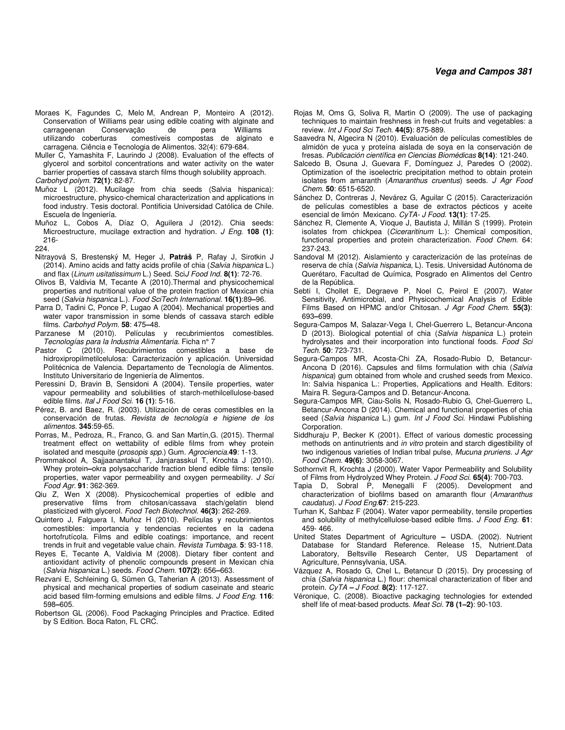Moraes K, Fagundes C, Melo M, Andrean P, Monteiro A (2012). Conservation of Williams pear using edible coating with alginate and carrageenan Conservação de pera Williams utilizando coberturas comestíveis compostas de alginato e carragena. Ciência e Tecnologia de Alimentos. 32(4): 679-684.

Muller C, Yamashita F, Laurindo J (2008). Evaluation of the effects of glycerol and sorbitol concentrations and water activity on the water barrier properties of cassava starch films though solubility approach. *Carbohyd polym.* **72(1)**: 82-87.

Muñoz L (2012). Mucilage from chia seeds (Salvia hispanica): microestructure, physico-chemical characterization and applications in food industry. Tesis doctoral. Pontificia Universidad Católica de Chile. Escuela de Ingeniería.

Muñoz L, Cobos A, Díaz O, Aguilera J (2012). Chia seeds: Microestructure, mucilage extraction and hydration. *J Eng.* **108 (1)**: 216-224.

Nitrayová S, Brestenský M, Heger J, **Patráš** P, Rafay J, Sirotkin J (2014). Amino acids and fatty acids profile of chia (*Salvia hispanica* L.) and flax (*Linum usitatissimum* L.) Seed. Sci*J Food Ind.* **8(1)**: 72-76.

Olivos B, Valdivia M, Tecante A (2010).Thermal and physicochemical properties and nutritional value of the protein fraction of Mexican chia seed (*Salvia hispanica* L.). *Food SciTech International.* **16(1)**:89**–**96.

Parra D, Tadini C, Ponce P, Lugao A (2004). Mechanical properties and water vapor transmission in some blends of cassava starch edible films. *Carbohyd Polym.* **58**: 475**–**48.

Parzanese M (2010). Películas y recubrimientos comestibles. *Tecnologías para la Industria Alimentaria.* Ficha n° 7

Pastor C (2010). Recubrimientos comestibles a base de hidroxipropilmetilcelulosa: Caracterización y aplicación. Universidad Politécnica de Valencia. Departamento de Tecnología de Alimentos. Instituto Universitario de Ingeniería de Alimentos.

Peressini D, Bravin B, Sensidoni A (2004). Tensile properties, water vapour permeability and solubilities of starch-methilcellulose-based edible films. *Ital J Food Sci.* **16 (1)**: 5-16.

Pérez, B. and Baez, R. (2003). Utilización de ceras comestibles en la conservación de frutas. *Revista de tecnología e higiene de los alimentos.* **345**:59-65.

Porras, M., Pedroza, R., Franco, G. and San Martín,G. (2015). Thermal treatment effect on wettability of edible films from whey protein isolated and mesquite (*prosopis spp.*) Gum. *Agrociencia.***49**: 1-13.

Prommakool A, Sajjaanantakul T, Janjarasskul T, Krochta J (2010). Whey protein**–**okra polysaccharide fraction blend edible films: tensile properties, water vapor permeability and oxygen permeability. *J Sci Food Agr.* **91**: 362-369.

Qiu Z, Wen X (2008). Physicochemical properties of edible and preservative films from chitosan/cassava stach/gelatin blend plasticized with glycerol. *Food Tech Biotechnol.* **46(3)**: 262-269.

Quintero J, Falguera I, Muñoz H (2010). Películas y recubrimientos comestibles: importancia y tendencias recientes en la cadena hortofrutícola. Films and edible coatings: importance, and recent trends in fruit and vegetable value chain. *Revista Tumbaga.* **5**: 93-118.

Reyes E, Tecante A, Valdivia M (2008). Dietary fiber content and antioxidant activity of phenolic compounds present in Mexican chia (*Salvia hispanica* L.) seeds. *Food Chem.* **107(2)**: 656**–**663.

Rezvani E, Schleining G, Sümen G, Taherian A (2013). Assessment of physical and mechanical properties of sodium caseinate and stearic acid based film-forming emulsions and edible films. *J Food Eng.* **116**: 598**–**605.

Robertson GL (2006). Food Packaging Principles and Practice. Edited by S Edition. Boca Raton, FL CRC.

Rojas M, Oms G, Soliva R, Martin O (2009). The use of packaging techniques to maintain freshness in fresh-cut fruits and vegetables: a review. *Int J Food Sci Tech.* **44(5)**: 875-889.

Saavedra N, Algecira N (2010). Evaluación de películas comestibles de almidón de yuca y proteína aislada de soya en la conservación de fresas. *Publicación científica en Ciencias Biomédicas* **8(14)**: 121-240.

Salcedo B, Osuna J, Guevara F, Domínguez J, Paredes O (2002). Optimization of the isoelectric precipitation method to obtain protein isolates from amaranth (*Amaranthus cruentus*) seeds. *J Agr Food Chem.* **50**: 6515-6520.

Sánchez D, Contreras J, Nevárez G, Aguilar C (2015). Caracterización de películas comestibles a base de extractos pécticos y aceite esencial de limón Mexicano. *CyTA- J Food.* **13(1)**: 17-25.

Sánchez R, Clemente A, Vioque J, Bautista J, Millán S (1999). Protein isolates from chickpea (*Ciceraritinum* L.): Chemical composition, functional properties and protein characterization. *Food Chem.* 64: 237-243.

Sandoval M (2012). Aislamiento y caracterización de las proteínas de reserva de chía (*Salvia hispanica*, L). Tesis. Universidad Autónoma de Querétaro, Facultad de Química, Posgrado en Alimentos del Centro de la República.

Sebti I, Chollet E, Degraeve P, Noel C, Peirol E (2007). Water Sensitivity, Antimicrobial, and Physicochemical Analysis of Edible Films Based on HPMC and/or Chitosan. *J Agr Food Chem.* **55(3)**: 693**–**699.

Segura-Campos M, Salazar-Vega I, Chel-Guerrero L, Betancur-Ancona D (2013). Biological potential of chia (*Salvia hispanica* L.) protein hydrolysates and their incorporation into functional foods. *Food Sci Tech.* **50**: 723-731.

Segura-Campos MR, Acosta-Chi ZA, Rosado-Rubio D, Betancur-Ancona D (2016). Capsules and films formulation with chia (*Salvia hispanica*) gum obtained from whole and crushed seeds from Mexico. In: Salvia hispanica L.: Properties, Applications and Health. Editors: Maira R. Segura-Campos and D. Betancur-Ancona.

Segura-Campos MR, Ciau-Solis N, Rosado-Rubio G, Chel-Guerrero L, Betancur-Ancona D (2014). Chemical and functional properties of chia seed (*Salvia hispanica* L.) gum. *Int J Food Sci.* Hindawi Publishing Corporation.

Siddhuraju P, Becker K (2001). Effect of various domestic processing methods on antinutrients and *in vitro* protein and starch digestibility of two indigenous varieties of Indian tribal pulse, *Mucuna pruriens. J Agr Food Chem.* **49(6)**: 3058-3067.

Sothornvit R, Krochta J (2000). Water Vapor Permeability and Solubility of Films from Hydrolyzed Whey Protein. *J Food Sci.* **65(4)**: 700-703.

Tapia D, Sobral P, Menegalli F (2005). Development and characterization of biofilms based on amaranth flour (*Amaranthus caudatus*). *J Food Eng.***67**: 215-223.

Turhan K, Sahbaz F (2004). Water vapor permeability, tensile properties and solubility of methylcellulose-based edible films. *J Food Eng.* **61**: 459- 466.

United States Department of Agriculture **–** USDA. (2002). Nutrient Database for Standard Reference. Release 15, Nutrient.Data Laboratory, Beltsville Research Center, US Departament of Agriculture, Pennsylvania, USA.

Vázquez A, Rosado G, Chel L, Betancur D (2015). Dry processing of chía (*Salvia hispanica* L.) flour: chemical characterization of fiber and protein. *CyTA* **–** *J Food.* **8(2)**: 117-127.

Véronique, C. (2008). Bioactive packaging technologies for extended shelf life of meat-based products. *Meat Sci.* **78 (1–2)**: 90-103.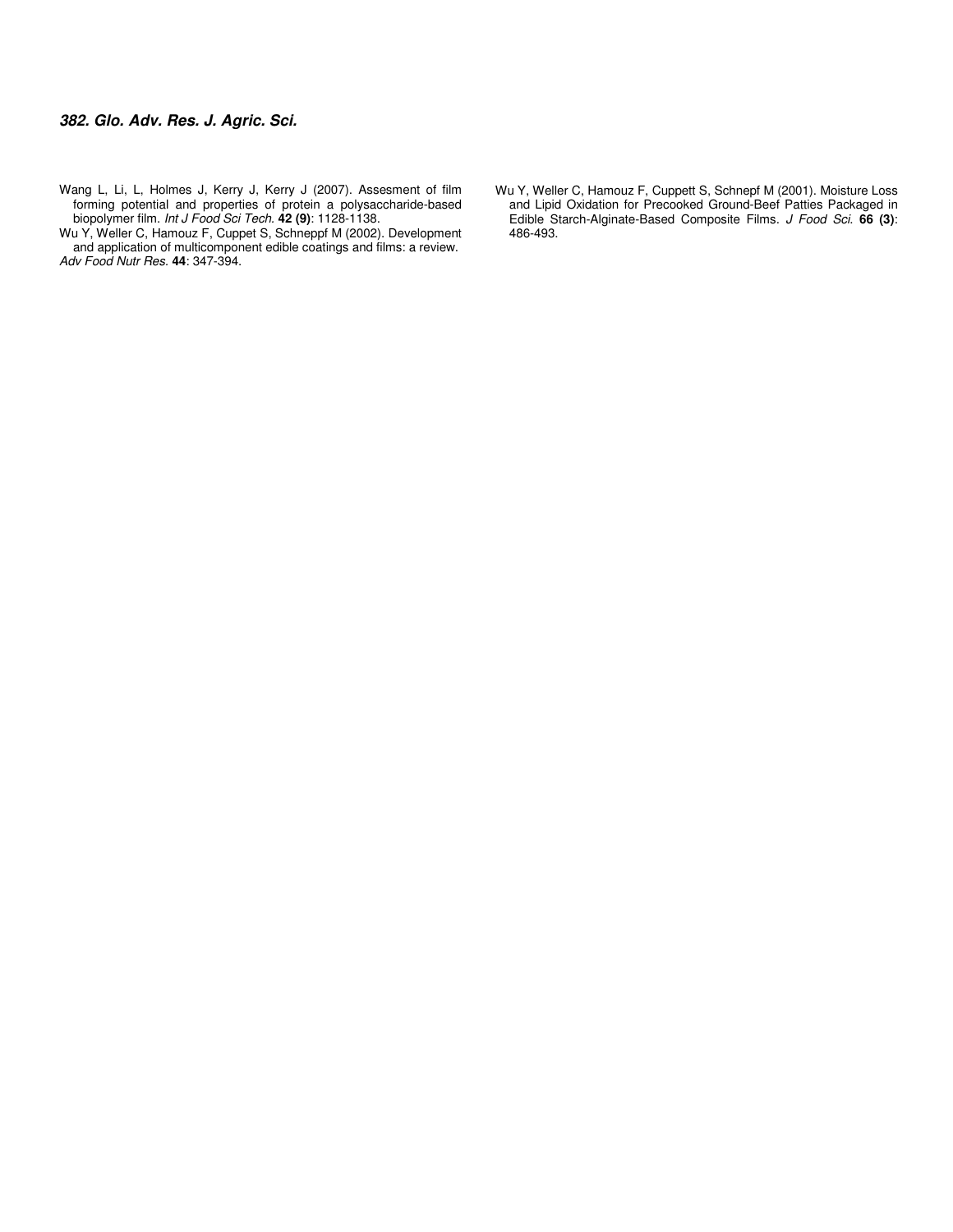Wang L, Li, L, Holmes J, Kerry J, Kerry J (2007). Assesment of film forming potential and properties of protein a polysaccharide-based biopolymer film. *Int J Food Sci Tech.* **42 (9)**: 1128-1138.

Wu Y, Weller C, Hamouz F, Cuppet S, Schneppf M (2002). Development and application of multicomponent edible coatings and films: a review. *Adv Food Nutr Res.* **44**: 347-394.

Wu Y, Weller C, Hamouz F, Cuppett S, Schnepf M (2001). Moisture Loss and Lipid Oxidation for Precooked Ground-Beef Patties Packaged in Edible Starch-Alginate-Based Composite Films. *J Food Sci.* **66 (3)**: 486-493.